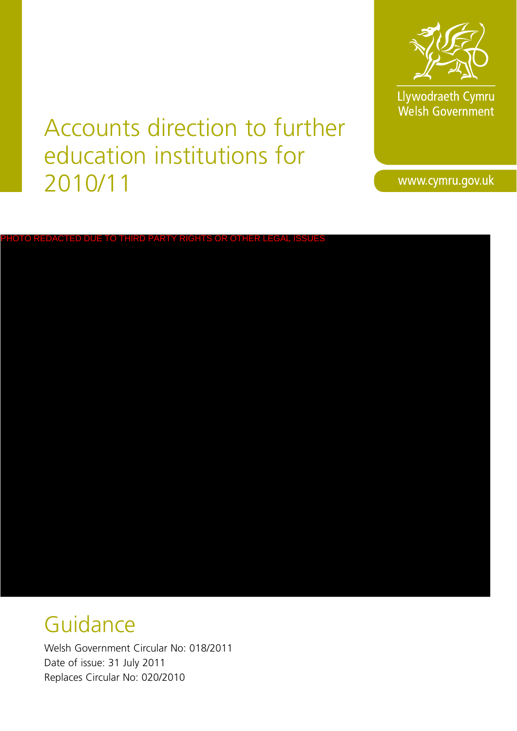Llywodraeth Cymru
Welsh Government

www.cymru.gov.uk

# Accounts direction to further education institutions for 2010/11

PHOTO REDACTED DUE TO THIRD PARTY RIGHTS OR OTHER LEGAL ISSUES

## Guidance

Welsh Government Circular No: 018/2011
Date of issue: 31 July 2011
Replaces Circular No: 020/2010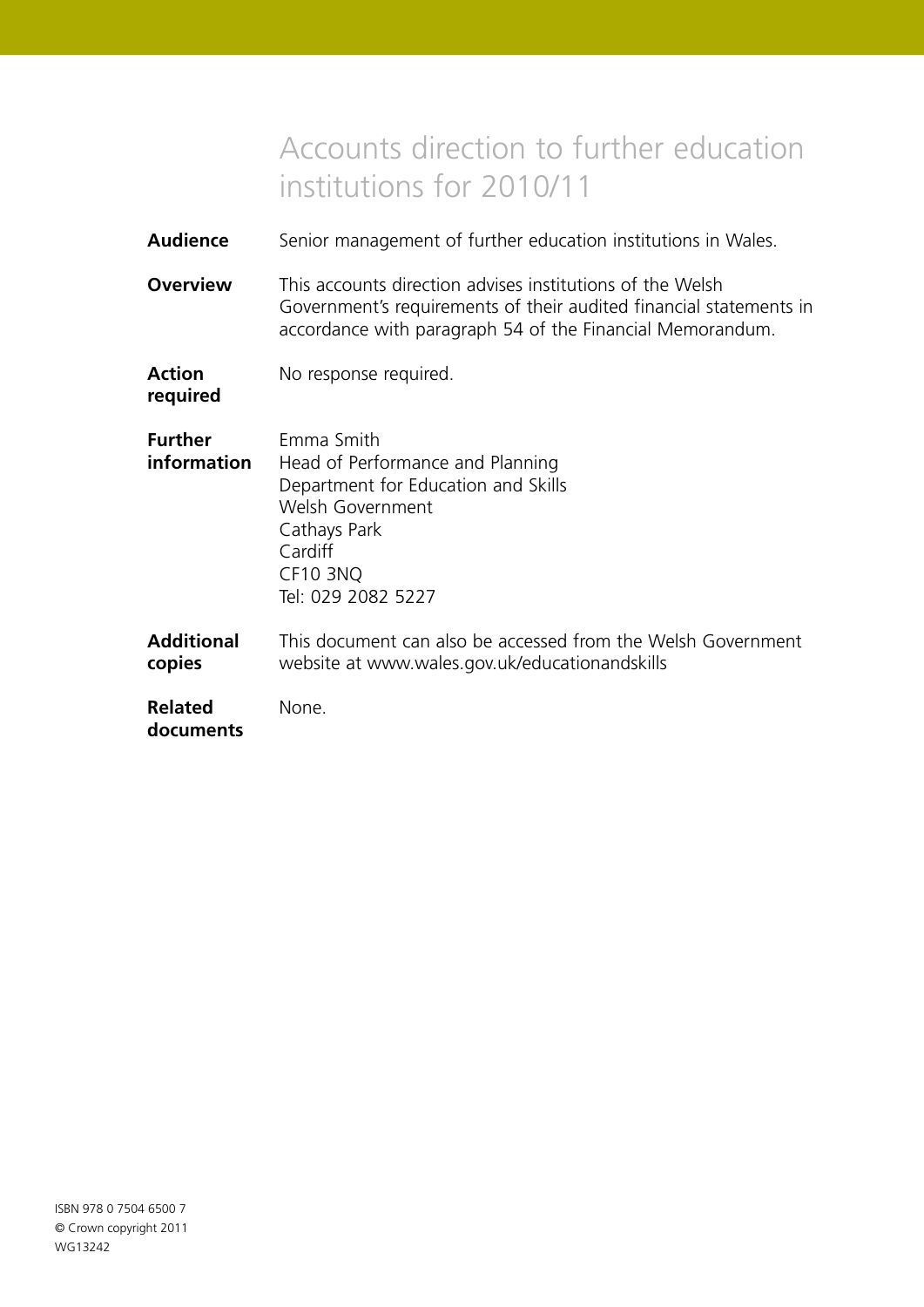# Accounts direction to further education institutions for 2010/11

**Audience** Senior management of further education institutions in Wales.

**Overview** This accounts direction advises institutions of the Welsh Government's requirements of their audited financial statements in accordance with paragraph 54 of the Financial Memorandum.

**Action required** No response required.

**Further information** Emma Smith
Head of Performance and Planning
Department for Education and Skills
Welsh Government
Cathays Park
Cardiff
CF10 3NQ
Tel: 029 2082 5227

**Additional copies** This document can also be accessed from the Welsh Government website at www.wales.gov.uk/educationandskills

**Related documents** None.

ISBN 978 0 7504 6500 7
© Crown copyright 2011
WG13242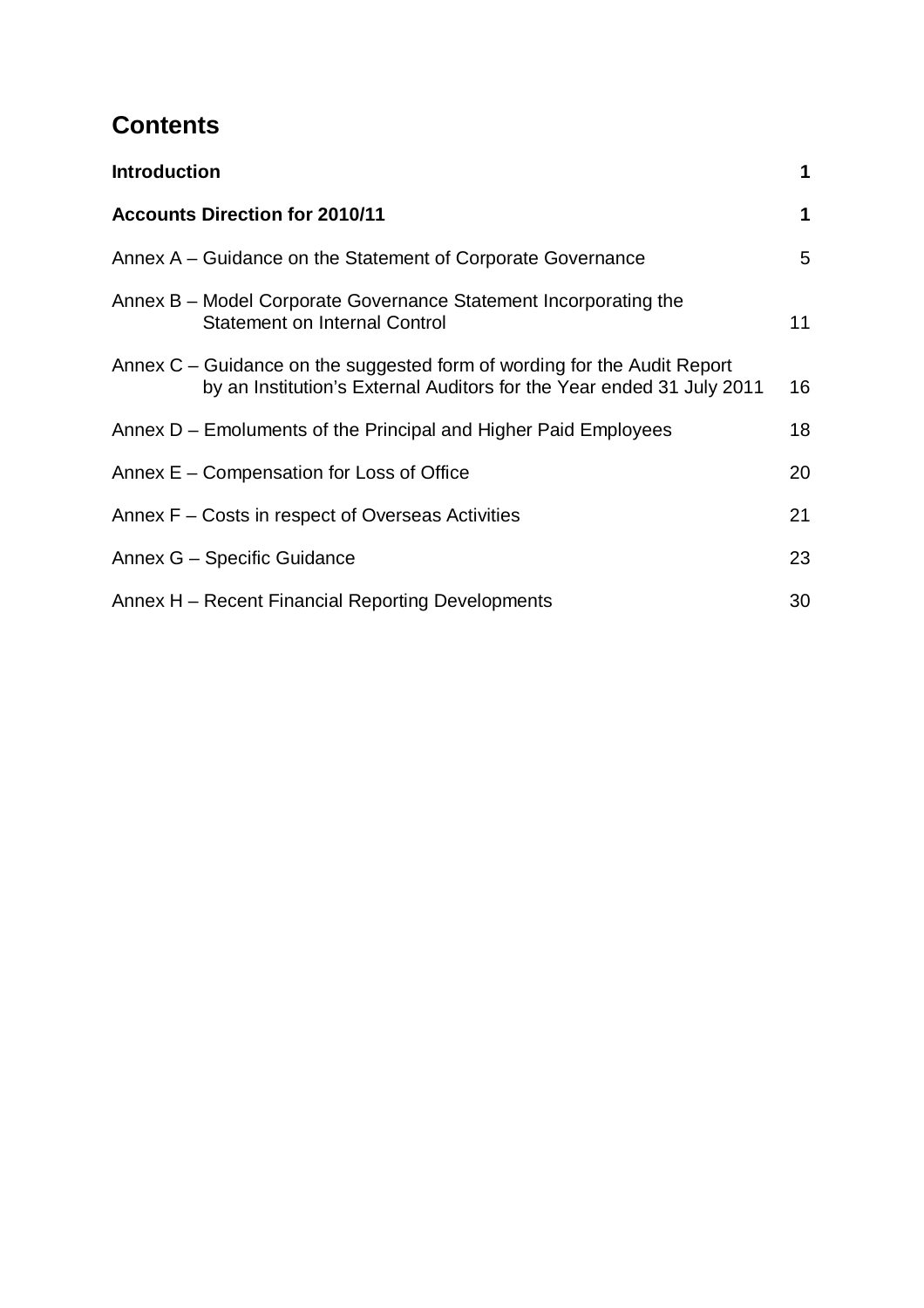# Contents

| | |
|---|---|
| **Introduction** | **1** |
| **Accounts Direction for 2010/11** | **1** |
| Annex A – Guidance on the Statement of Corporate Governance | 5 |
| Annex B – Model Corporate Governance Statement Incorporating the Statement on Internal Control | 11 |
| Annex C – Guidance on the suggested form of wording for the Audit Report by an Institution's External Auditors for the Year ended 31 July 2011 | 16 |
| Annex D – Emoluments of the Principal and Higher Paid Employees | 18 |
| Annex E – Compensation for Loss of Office | 20 |
| Annex F – Costs in respect of Overseas Activities | 21 |
| Annex G – Specific Guidance | 23 |
| Annex H – Recent Financial Reporting Developments | 30 |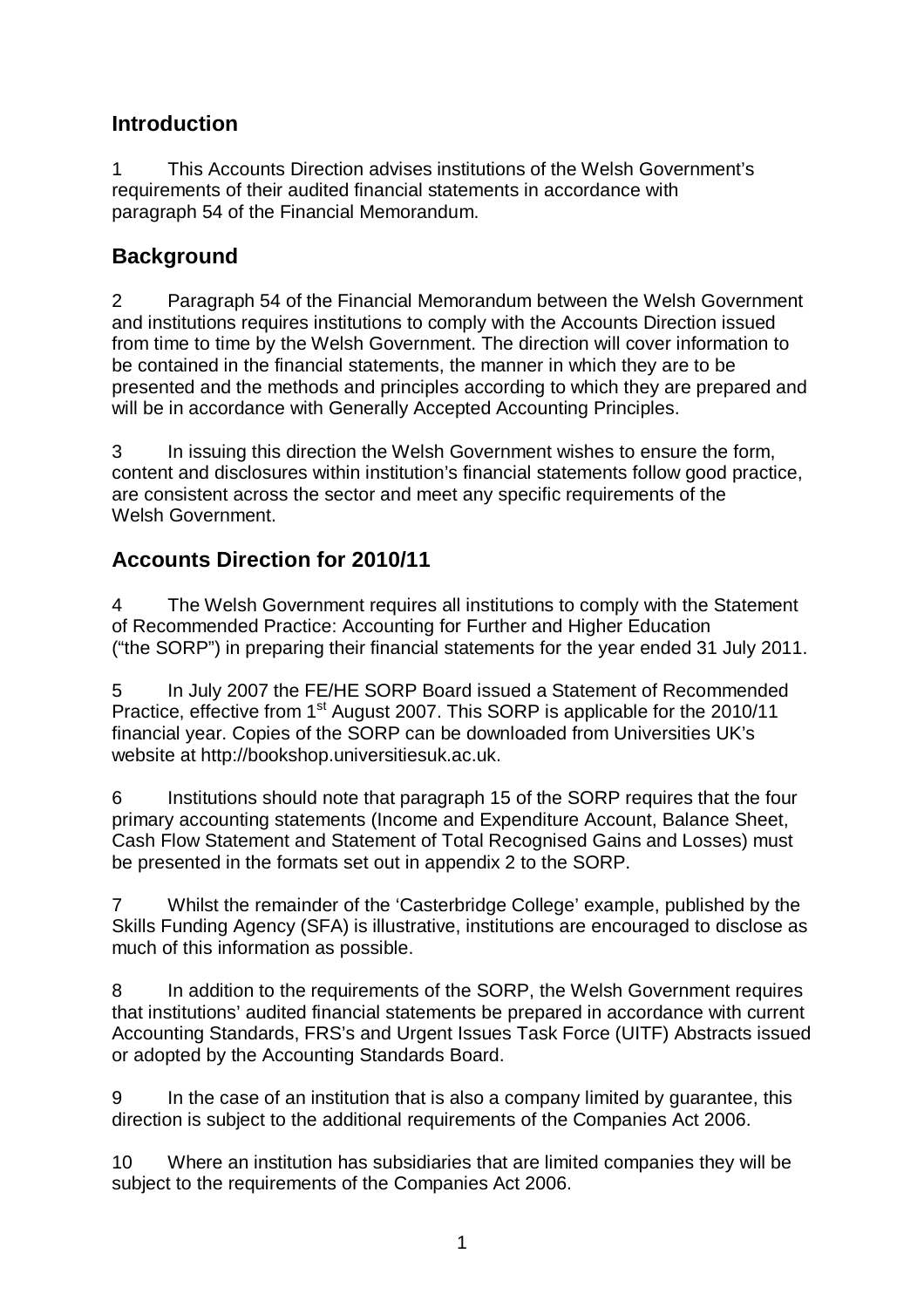## Introduction

1 This Accounts Direction advises institutions of the Welsh Government's requirements of their audited financial statements in accordance with paragraph 54 of the Financial Memorandum.

## Background

2 Paragraph 54 of the Financial Memorandum between the Welsh Government and institutions requires institutions to comply with the Accounts Direction issued from time to time by the Welsh Government. The direction will cover information to be contained in the financial statements, the manner in which they are to be presented and the methods and principles according to which they are prepared and will be in accordance with Generally Accepted Accounting Principles.

3 In issuing this direction the Welsh Government wishes to ensure the form, content and disclosures within institution's financial statements follow good practice, are consistent across the sector and meet any specific requirements of the Welsh Government.

## Accounts Direction for 2010/11

4 The Welsh Government requires all institutions to comply with the Statement of Recommended Practice: Accounting for Further and Higher Education ("the SORP") in preparing their financial statements for the year ended 31 July 2011.

5 In July 2007 the FE/HE SORP Board issued a Statement of Recommended Practice, effective from 1st August 2007. This SORP is applicable for the 2010/11 financial year. Copies of the SORP can be downloaded from Universities UK's website at http://bookshop.universitiesuk.ac.uk.

6 Institutions should note that paragraph 15 of the SORP requires that the four primary accounting statements (Income and Expenditure Account, Balance Sheet, Cash Flow Statement and Statement of Total Recognised Gains and Losses) must be presented in the formats set out in appendix 2 to the SORP.

7 Whilst the remainder of the 'Casterbridge College' example, published by the Skills Funding Agency (SFA) is illustrative, institutions are encouraged to disclose as much of this information as possible.

8 In addition to the requirements of the SORP, the Welsh Government requires that institutions' audited financial statements be prepared in accordance with current Accounting Standards, FRS's and Urgent Issues Task Force (UITF) Abstracts issued or adopted by the Accounting Standards Board.

9 In the case of an institution that is also a company limited by guarantee, this direction is subject to the additional requirements of the Companies Act 2006.

10 Where an institution has subsidiaries that are limited companies they will be subject to the requirements of the Companies Act 2006.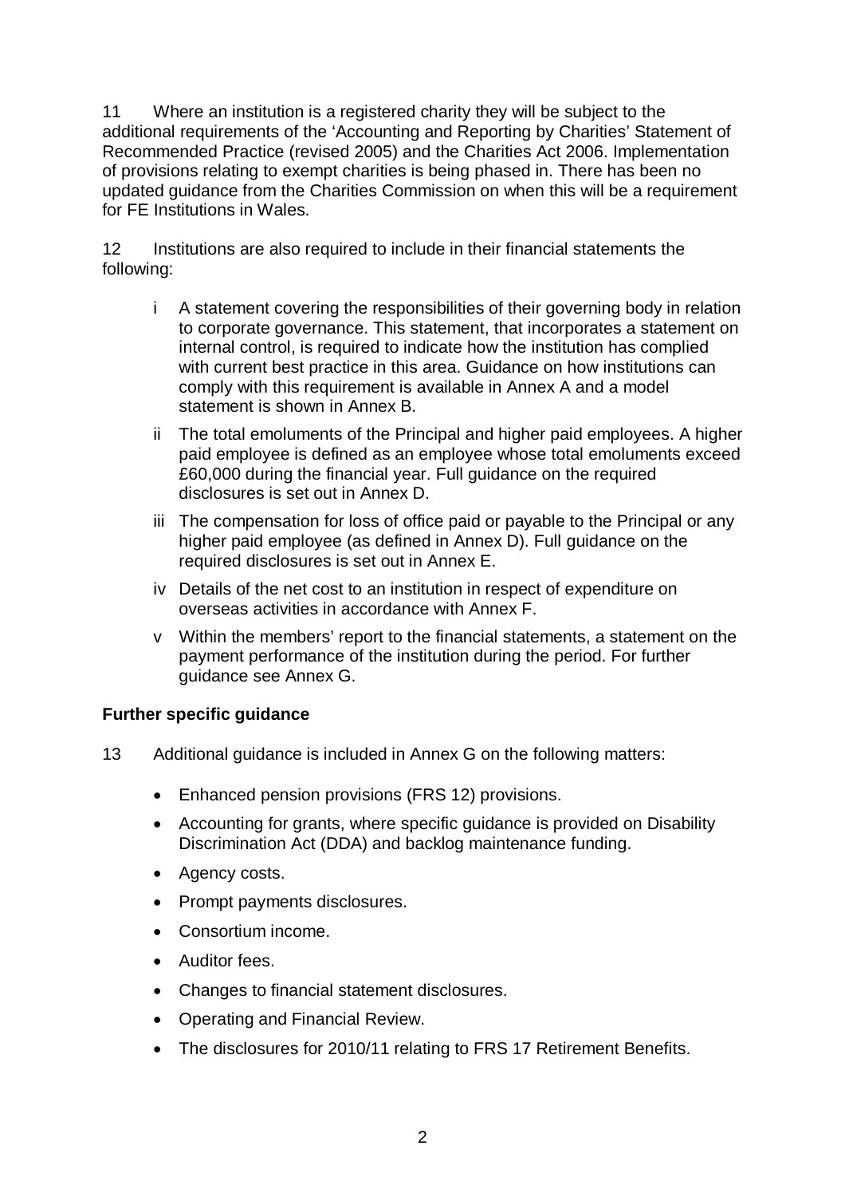11 Where an institution is a registered charity they will be subject to the additional requirements of the 'Accounting and Reporting by Charities' Statement of Recommended Practice (revised 2005) and the Charities Act 2006. Implementation of provisions relating to exempt charities is being phased in. There has been no updated guidance from the Charities Commission on when this will be a requirement for FE Institutions in Wales.

12 Institutions are also required to include in their financial statements the following:

- i A statement covering the responsibilities of their governing body in relation to corporate governance. This statement, that incorporates a statement on internal control, is required to indicate how the institution has complied with current best practice in this area. Guidance on how institutions can comply with this requirement is available in Annex A and a model statement is shown in Annex B.
- ii The total emoluments of the Principal and higher paid employees. A higher paid employee is defined as an employee whose total emoluments exceed £60,000 during the financial year. Full guidance on the required disclosures is set out in Annex D.
- iii The compensation for loss of office paid or payable to the Principal or any higher paid employee (as defined in Annex D). Full guidance on the required disclosures is set out in Annex E.
- iv Details of the net cost to an institution in respect of expenditure on overseas activities in accordance with Annex F.
- v Within the members' report to the financial statements, a statement on the payment performance of the institution during the period. For further guidance see Annex G.

**Further specific guidance**

13 Additional guidance is included in Annex G on the following matters:

- Enhanced pension provisions (FRS 12) provisions.
- Accounting for grants, where specific guidance is provided on Disability Discrimination Act (DDA) and backlog maintenance funding.
- Agency costs.
- Prompt payments disclosures.
- Consortium income.
- Auditor fees.
- Changes to financial statement disclosures.
- Operating and Financial Review.
- The disclosures for 2010/11 relating to FRS 17 Retirement Benefits.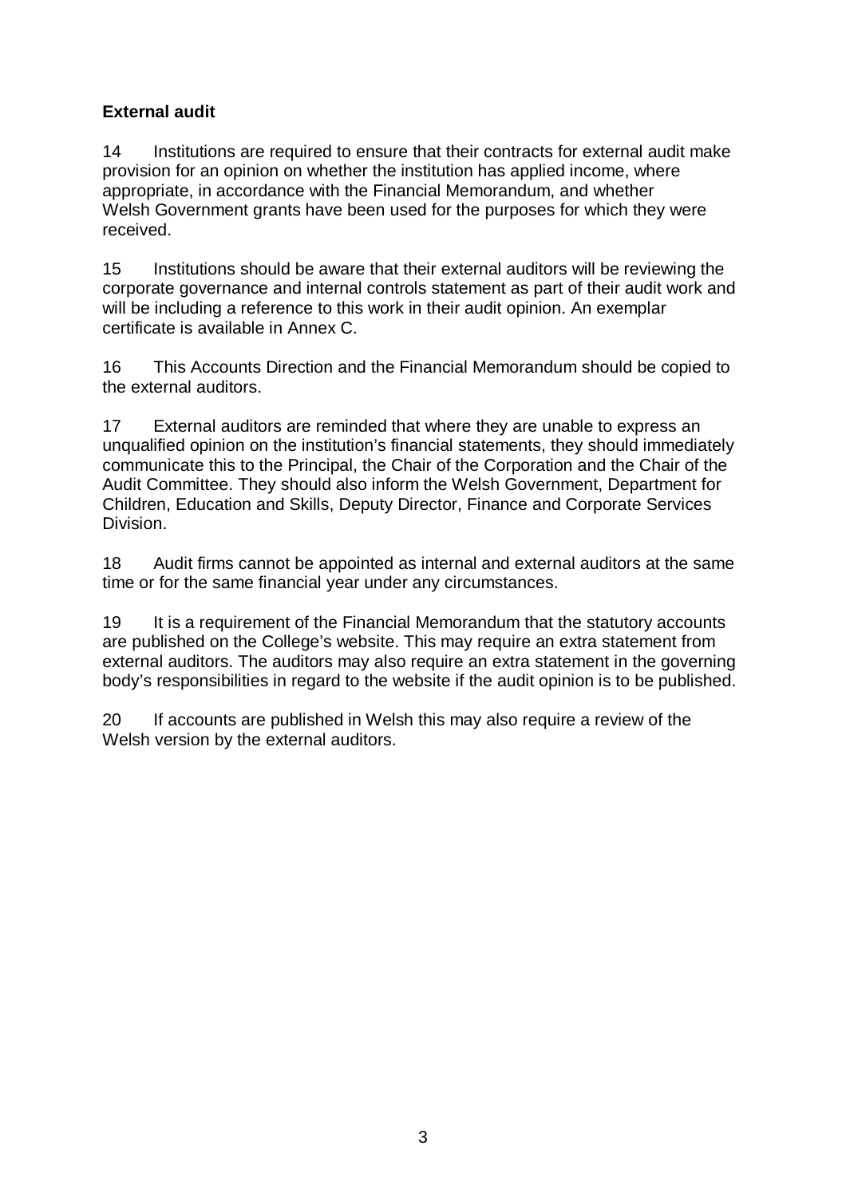**External audit**

14 Institutions are required to ensure that their contracts for external audit make provision for an opinion on whether the institution has applied income, where appropriate, in accordance with the Financial Memorandum, and whether Welsh Government grants have been used for the purposes for which they were received.

15 Institutions should be aware that their external auditors will be reviewing the corporate governance and internal controls statement as part of their audit work and will be including a reference to this work in their audit opinion. An exemplar certificate is available in Annex C.

16 This Accounts Direction and the Financial Memorandum should be copied to the external auditors.

17 External auditors are reminded that where they are unable to express an unqualified opinion on the institution's financial statements, they should immediately communicate this to the Principal, the Chair of the Corporation and the Chair of the Audit Committee. They should also inform the Welsh Government, Department for Children, Education and Skills, Deputy Director, Finance and Corporate Services Division.

18 Audit firms cannot be appointed as internal and external auditors at the same time or for the same financial year under any circumstances.

19 It is a requirement of the Financial Memorandum that the statutory accounts are published on the College's website. This may require an extra statement from external auditors. The auditors may also require an extra statement in the governing body's responsibilities in regard to the website if the audit opinion is to be published.

20 If accounts are published in Welsh this may also require a review of the Welsh version by the external auditors.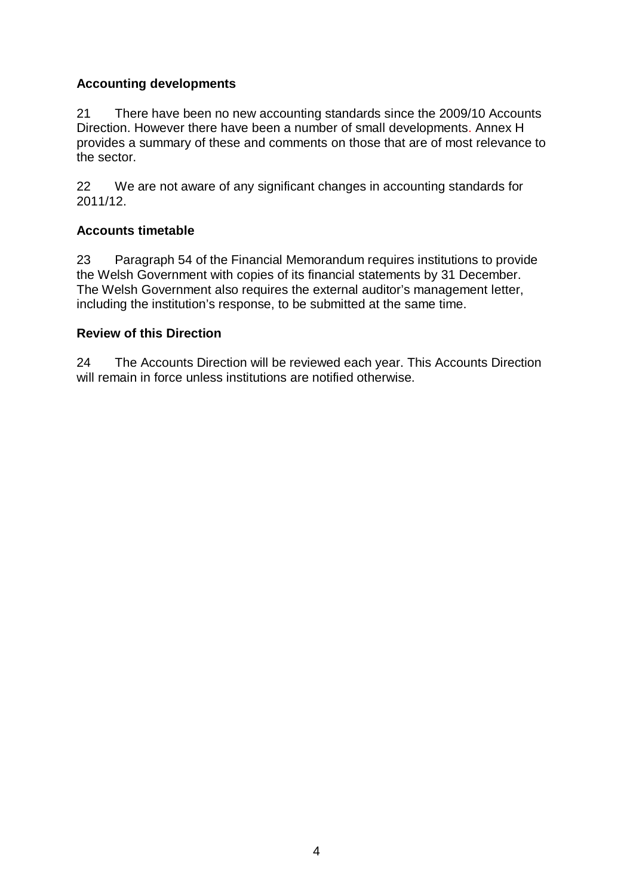### Accounting developments

21 There have been no new accounting standards since the 2009/10 Accounts Direction. However there have been a number of small developments. Annex H provides a summary of these and comments on those that are of most relevance to the sector.

22 We are not aware of any significant changes in accounting standards for 2011/12.

### Accounts timetable

23 Paragraph 54 of the Financial Memorandum requires institutions to provide the Welsh Government with copies of its financial statements by 31 December. The Welsh Government also requires the external auditor's management letter, including the institution's response, to be submitted at the same time.

### Review of this Direction

24 The Accounts Direction will be reviewed each year. This Accounts Direction will remain in force unless institutions are notified otherwise.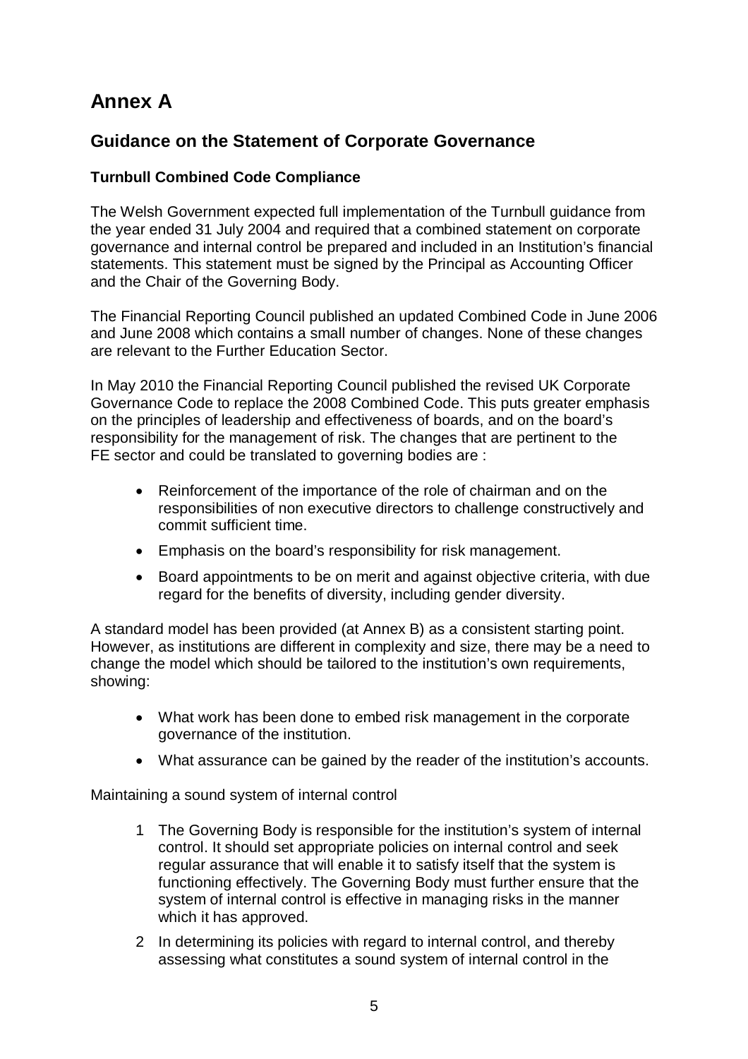# Annex A

## Guidance on the Statement of Corporate Governance

### Turnbull Combined Code Compliance

The Welsh Government expected full implementation of the Turnbull guidance from the year ended 31 July 2004 and required that a combined statement on corporate governance and internal control be prepared and included in an Institution's financial statements. This statement must be signed by the Principal as Accounting Officer and the Chair of the Governing Body.

The Financial Reporting Council published an updated Combined Code in June 2006 and June 2008 which contains a small number of changes. None of these changes are relevant to the Further Education Sector.

In May 2010 the Financial Reporting Council published the revised UK Corporate Governance Code to replace the 2008 Combined Code. This puts greater emphasis on the principles of leadership and effectiveness of boards, and on the board's responsibility for the management of risk. The changes that are pertinent to the FE sector and could be translated to governing bodies are :

- Reinforcement of the importance of the role of chairman and on the responsibilities of non executive directors to challenge constructively and commit sufficient time.
- Emphasis on the board's responsibility for risk management.
- Board appointments to be on merit and against objective criteria, with due regard for the benefits of diversity, including gender diversity.

A standard model has been provided (at Annex B) as a consistent starting point. However, as institutions are different in complexity and size, there may be a need to change the model which should be tailored to the institution's own requirements, showing:

- What work has been done to embed risk management in the corporate governance of the institution.
- What assurance can be gained by the reader of the institution's accounts.

Maintaining a sound system of internal control

1. The Governing Body is responsible for the institution's system of internal control. It should set appropriate policies on internal control and seek regular assurance that will enable it to satisfy itself that the system is functioning effectively. The Governing Body must further ensure that the system of internal control is effective in managing risks in the manner which it has approved.
2. In determining its policies with regard to internal control, and thereby assessing what constitutes a sound system of internal control in the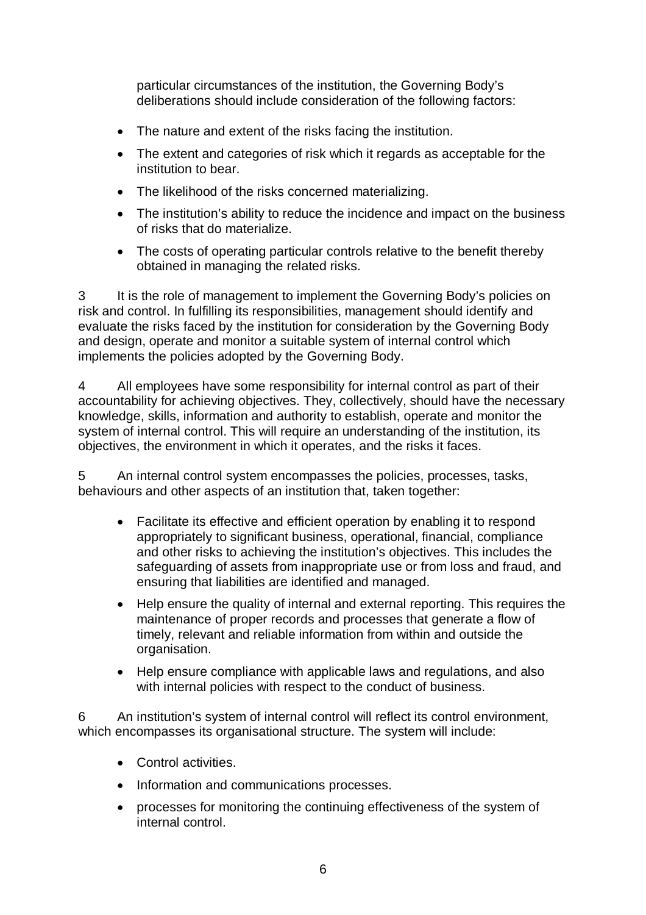particular circumstances of the institution, the Governing Body's deliberations should include consideration of the following factors:

- The nature and extent of the risks facing the institution.
- The extent and categories of risk which it regards as acceptable for the institution to bear.
- The likelihood of the risks concerned materializing.
- The institution's ability to reduce the incidence and impact on the business of risks that do materialize.
- The costs of operating particular controls relative to the benefit thereby obtained in managing the related risks.

3 It is the role of management to implement the Governing Body's policies on risk and control. In fulfilling its responsibilities, management should identify and evaluate the risks faced by the institution for consideration by the Governing Body and design, operate and monitor a suitable system of internal control which implements the policies adopted by the Governing Body.

4 All employees have some responsibility for internal control as part of their accountability for achieving objectives. They, collectively, should have the necessary knowledge, skills, information and authority to establish, operate and monitor the system of internal control. This will require an understanding of the institution, its objectives, the environment in which it operates, and the risks it faces.

5 An internal control system encompasses the policies, processes, tasks, behaviours and other aspects of an institution that, taken together:

- Facilitate its effective and efficient operation by enabling it to respond appropriately to significant business, operational, financial, compliance and other risks to achieving the institution's objectives. This includes the safeguarding of assets from inappropriate use or from loss and fraud, and ensuring that liabilities are identified and managed.
- Help ensure the quality of internal and external reporting. This requires the maintenance of proper records and processes that generate a flow of timely, relevant and reliable information from within and outside the organisation.
- Help ensure compliance with applicable laws and regulations, and also with internal policies with respect to the conduct of business.

6 An institution's system of internal control will reflect its control environment, which encompasses its organisational structure. The system will include:

- Control activities.
- Information and communications processes.
- processes for monitoring the continuing effectiveness of the system of internal control.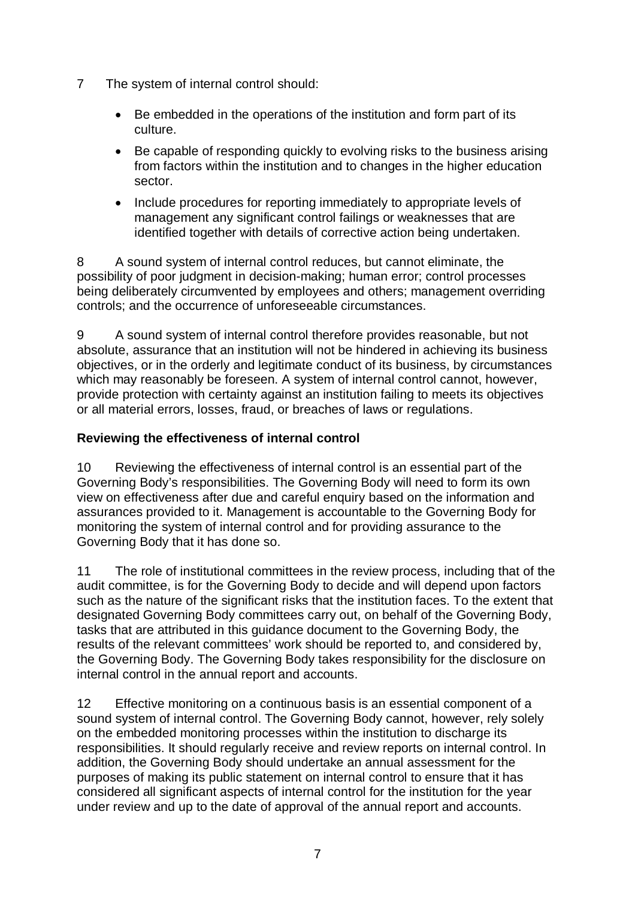7 The system of internal control should:

- Be embedded in the operations of the institution and form part of its culture.
- Be capable of responding quickly to evolving risks to the business arising from factors within the institution and to changes in the higher education sector.
- Include procedures for reporting immediately to appropriate levels of management any significant control failings or weaknesses that are identified together with details of corrective action being undertaken.

8 A sound system of internal control reduces, but cannot eliminate, the possibility of poor judgment in decision-making; human error; control processes being deliberately circumvented by employees and others; management overriding controls; and the occurrence of unforeseeable circumstances.

9 A sound system of internal control therefore provides reasonable, but not absolute, assurance that an institution will not be hindered in achieving its business objectives, or in the orderly and legitimate conduct of its business, by circumstances which may reasonably be foreseen. A system of internal control cannot, however, provide protection with certainty against an institution failing to meets its objectives or all material errors, losses, fraud, or breaches of laws or regulations.

**Reviewing the effectiveness of internal control**

10 Reviewing the effectiveness of internal control is an essential part of the Governing Body's responsibilities. The Governing Body will need to form its own view on effectiveness after due and careful enquiry based on the information and assurances provided to it. Management is accountable to the Governing Body for monitoring the system of internal control and for providing assurance to the Governing Body that it has done so.

11 The role of institutional committees in the review process, including that of the audit committee, is for the Governing Body to decide and will depend upon factors such as the nature of the significant risks that the institution faces. To the extent that designated Governing Body committees carry out, on behalf of the Governing Body, tasks that are attributed in this guidance document to the Governing Body, the results of the relevant committees' work should be reported to, and considered by, the Governing Body. The Governing Body takes responsibility for the disclosure on internal control in the annual report and accounts.

12 Effective monitoring on a continuous basis is an essential component of a sound system of internal control. The Governing Body cannot, however, rely solely on the embedded monitoring processes within the institution to discharge its responsibilities. It should regularly receive and review reports on internal control. In addition, the Governing Body should undertake an annual assessment for the purposes of making its public statement on internal control to ensure that it has considered all significant aspects of internal control for the institution for the year under review and up to the date of approval of the annual report and accounts.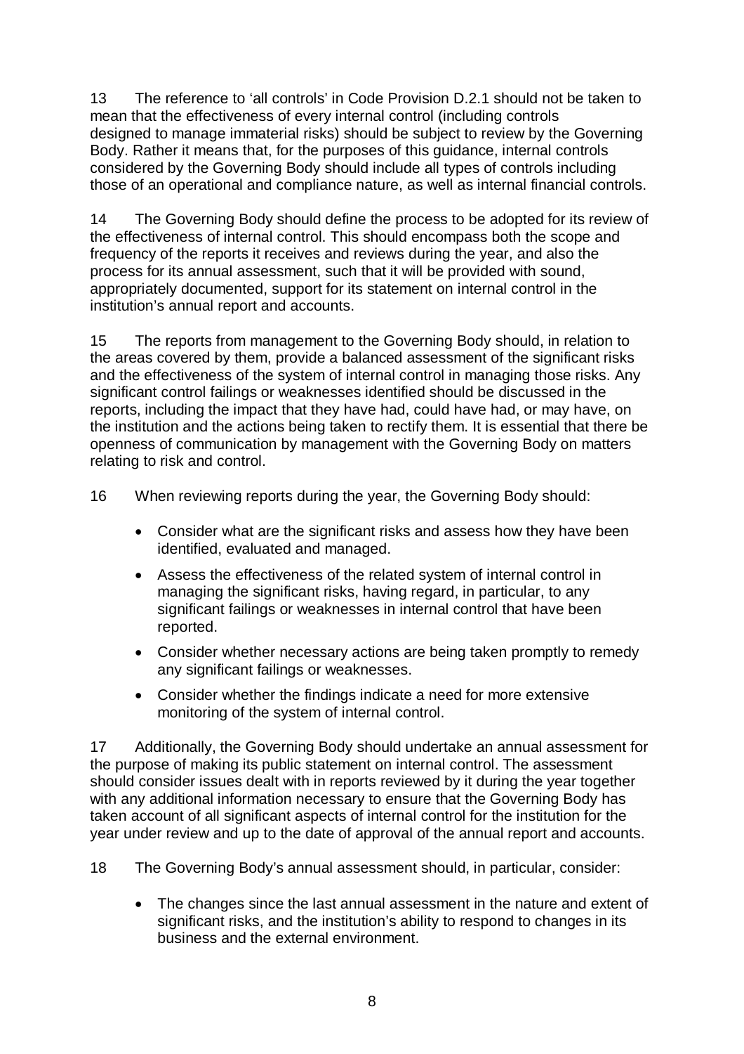13 The reference to 'all controls' in Code Provision D.2.1 should not be taken to mean that the effectiveness of every internal control (including controls designed to manage immaterial risks) should be subject to review by the Governing Body. Rather it means that, for the purposes of this guidance, internal controls considered by the Governing Body should include all types of controls including those of an operational and compliance nature, as well as internal financial controls.

14 The Governing Body should define the process to be adopted for its review of the effectiveness of internal control. This should encompass both the scope and frequency of the reports it receives and reviews during the year, and also the process for its annual assessment, such that it will be provided with sound, appropriately documented, support for its statement on internal control in the institution's annual report and accounts.

15 The reports from management to the Governing Body should, in relation to the areas covered by them, provide a balanced assessment of the significant risks and the effectiveness of the system of internal control in managing those risks. Any significant control failings or weaknesses identified should be discussed in the reports, including the impact that they have had, could have had, or may have, on the institution and the actions being taken to rectify them. It is essential that there be openness of communication by management with the Governing Body on matters relating to risk and control.

16 When reviewing reports during the year, the Governing Body should:

- Consider what are the significant risks and assess how they have been identified, evaluated and managed.
- Assess the effectiveness of the related system of internal control in managing the significant risks, having regard, in particular, to any significant failings or weaknesses in internal control that have been reported.
- Consider whether necessary actions are being taken promptly to remedy any significant failings or weaknesses.
- Consider whether the findings indicate a need for more extensive monitoring of the system of internal control.

17 Additionally, the Governing Body should undertake an annual assessment for the purpose of making its public statement on internal control. The assessment should consider issues dealt with in reports reviewed by it during the year together with any additional information necessary to ensure that the Governing Body has taken account of all significant aspects of internal control for the institution for the year under review and up to the date of approval of the annual report and accounts.

18 The Governing Body's annual assessment should, in particular, consider:

- The changes since the last annual assessment in the nature and extent of significant risks, and the institution's ability to respond to changes in its business and the external environment.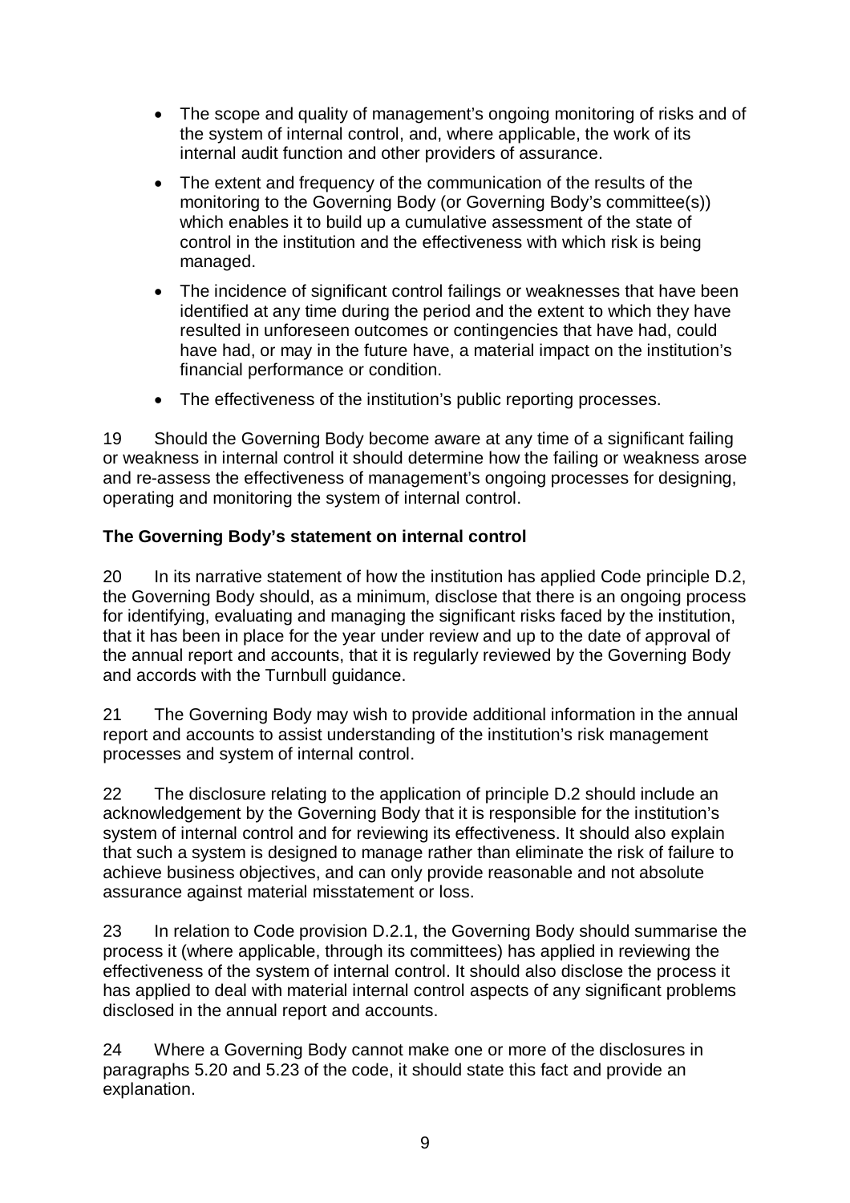- The scope and quality of management's ongoing monitoring of risks and of the system of internal control, and, where applicable, the work of its internal audit function and other providers of assurance.
- The extent and frequency of the communication of the results of the monitoring to the Governing Body (or Governing Body's committee(s)) which enables it to build up a cumulative assessment of the state of control in the institution and the effectiveness with which risk is being managed.
- The incidence of significant control failings or weaknesses that have been identified at any time during the period and the extent to which they have resulted in unforeseen outcomes or contingencies that have had, could have had, or may in the future have, a material impact on the institution's financial performance or condition.
- The effectiveness of the institution's public reporting processes.

19 Should the Governing Body become aware at any time of a significant failing or weakness in internal control it should determine how the failing or weakness arose and re-assess the effectiveness of management's ongoing processes for designing, operating and monitoring the system of internal control.

**The Governing Body's statement on internal control**

20 In its narrative statement of how the institution has applied Code principle D.2, the Governing Body should, as a minimum, disclose that there is an ongoing process for identifying, evaluating and managing the significant risks faced by the institution, that it has been in place for the year under review and up to the date of approval of the annual report and accounts, that it is regularly reviewed by the Governing Body and accords with the Turnbull guidance.

21 The Governing Body may wish to provide additional information in the annual report and accounts to assist understanding of the institution's risk management processes and system of internal control.

22 The disclosure relating to the application of principle D.2 should include an acknowledgement by the Governing Body that it is responsible for the institution's system of internal control and for reviewing its effectiveness. It should also explain that such a system is designed to manage rather than eliminate the risk of failure to achieve business objectives, and can only provide reasonable and not absolute assurance against material misstatement or loss.

23 In relation to Code provision D.2.1, the Governing Body should summarise the process it (where applicable, through its committees) has applied in reviewing the effectiveness of the system of internal control. It should also disclose the process it has applied to deal with material internal control aspects of any significant problems disclosed in the annual report and accounts.

24 Where a Governing Body cannot make one or more of the disclosures in paragraphs 5.20 and 5.23 of the code, it should state this fact and provide an explanation.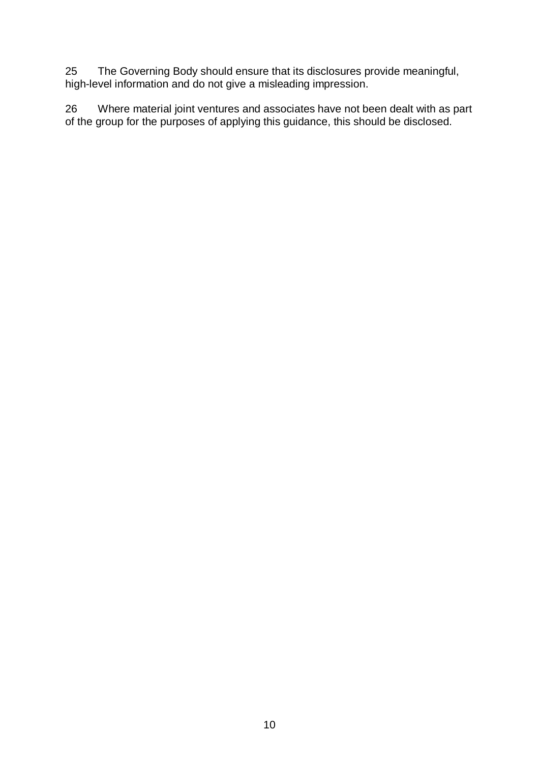25 The Governing Body should ensure that its disclosures provide meaningful, high-level information and do not give a misleading impression.

26 Where material joint ventures and associates have not been dealt with as part of the group for the purposes of applying this guidance, this should be disclosed.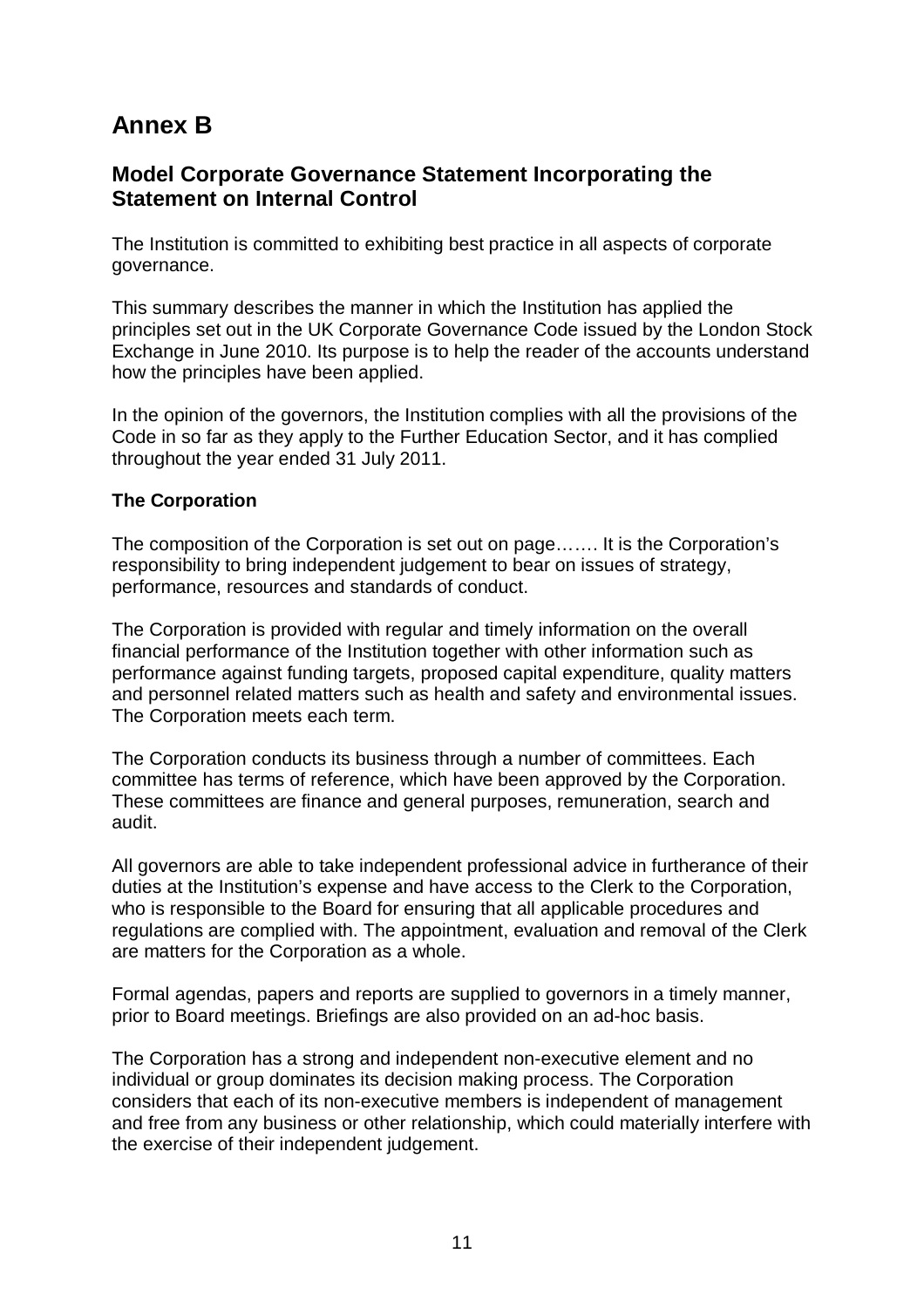# Annex B

## Model Corporate Governance Statement Incorporating the Statement on Internal Control

The Institution is committed to exhibiting best practice in all aspects of corporate governance.

This summary describes the manner in which the Institution has applied the principles set out in the UK Corporate Governance Code issued by the London Stock Exchange in June 2010. Its purpose is to help the reader of the accounts understand how the principles have been applied.

In the opinion of the governors, the Institution complies with all the provisions of the Code in so far as they apply to the Further Education Sector, and it has complied throughout the year ended 31 July 2011.

### The Corporation

The composition of the Corporation is set out on page……. It is the Corporation's responsibility to bring independent judgement to bear on issues of strategy, performance, resources and standards of conduct.

The Corporation is provided with regular and timely information on the overall financial performance of the Institution together with other information such as performance against funding targets, proposed capital expenditure, quality matters and personnel related matters such as health and safety and environmental issues. The Corporation meets each term.

The Corporation conducts its business through a number of committees. Each committee has terms of reference, which have been approved by the Corporation. These committees are finance and general purposes, remuneration, search and audit.

All governors are able to take independent professional advice in furtherance of their duties at the Institution's expense and have access to the Clerk to the Corporation, who is responsible to the Board for ensuring that all applicable procedures and regulations are complied with. The appointment, evaluation and removal of the Clerk are matters for the Corporation as a whole.

Formal agendas, papers and reports are supplied to governors in a timely manner, prior to Board meetings. Briefings are also provided on an ad-hoc basis.

The Corporation has a strong and independent non-executive element and no individual or group dominates its decision making process. The Corporation considers that each of its non-executive members is independent of management and free from any business or other relationship, which could materially interfere with the exercise of their independent judgement.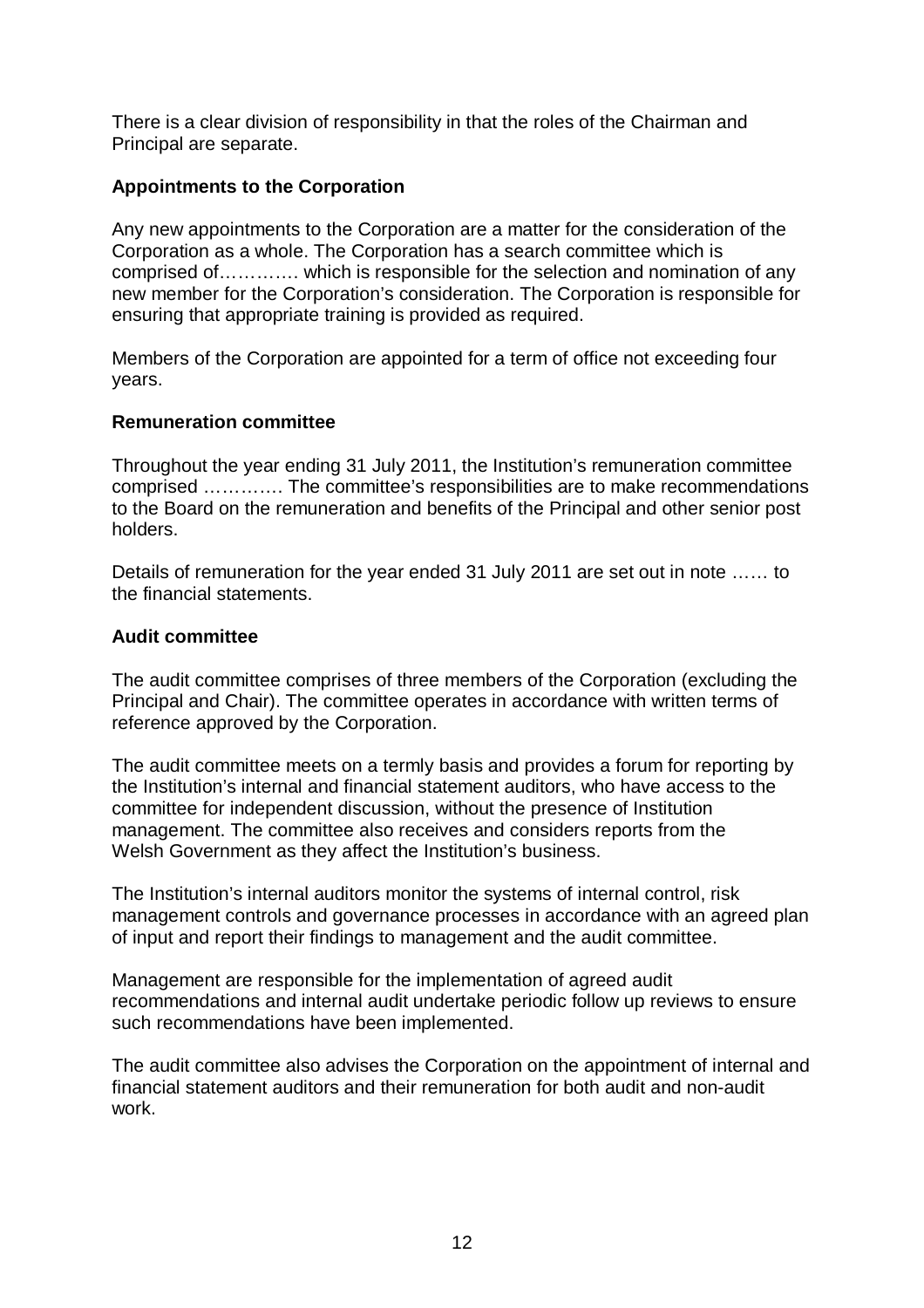There is a clear division of responsibility in that the roles of the Chairman and Principal are separate.

**Appointments to the Corporation**

Any new appointments to the Corporation are a matter for the consideration of the Corporation as a whole. The Corporation has a search committee which is comprised of…………. which is responsible for the selection and nomination of any new member for the Corporation's consideration. The Corporation is responsible for ensuring that appropriate training is provided as required.

Members of the Corporation are appointed for a term of office not exceeding four years.

**Remuneration committee**

Throughout the year ending 31 July 2011, the Institution's remuneration committee comprised …………. The committee's responsibilities are to make recommendations to the Board on the remuneration and benefits of the Principal and other senior post holders.

Details of remuneration for the year ended 31 July 2011 are set out in note …… to the financial statements.

**Audit committee**

The audit committee comprises of three members of the Corporation (excluding the Principal and Chair). The committee operates in accordance with written terms of reference approved by the Corporation.

The audit committee meets on a termly basis and provides a forum for reporting by the Institution's internal and financial statement auditors, who have access to the committee for independent discussion, without the presence of Institution management. The committee also receives and considers reports from the Welsh Government as they affect the Institution's business.

The Institution's internal auditors monitor the systems of internal control, risk management controls and governance processes in accordance with an agreed plan of input and report their findings to management and the audit committee.

Management are responsible for the implementation of agreed audit recommendations and internal audit undertake periodic follow up reviews to ensure such recommendations have been implemented.

The audit committee also advises the Corporation on the appointment of internal and financial statement auditors and their remuneration for both audit and non-audit work.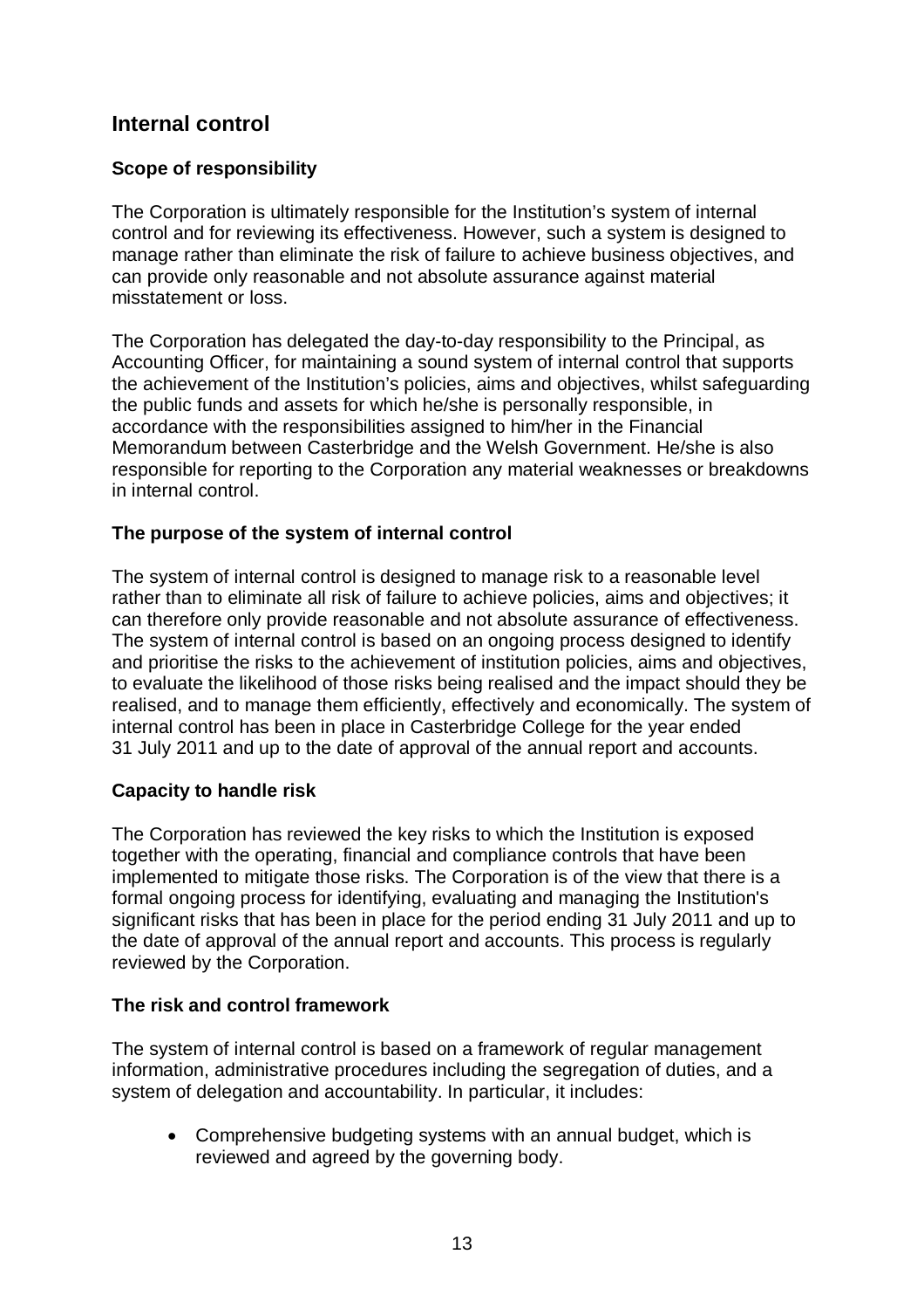## Internal control

### Scope of responsibility

The Corporation is ultimately responsible for the Institution's system of internal control and for reviewing its effectiveness. However, such a system is designed to manage rather than eliminate the risk of failure to achieve business objectives, and can provide only reasonable and not absolute assurance against material misstatement or loss.

The Corporation has delegated the day-to-day responsibility to the Principal, as Accounting Officer, for maintaining a sound system of internal control that supports the achievement of the Institution's policies, aims and objectives, whilst safeguarding the public funds and assets for which he/she is personally responsible, in accordance with the responsibilities assigned to him/her in the Financial Memorandum between Casterbridge and the Welsh Government. He/she is also responsible for reporting to the Corporation any material weaknesses or breakdowns in internal control.

### The purpose of the system of internal control

The system of internal control is designed to manage risk to a reasonable level rather than to eliminate all risk of failure to achieve policies, aims and objectives; it can therefore only provide reasonable and not absolute assurance of effectiveness. The system of internal control is based on an ongoing process designed to identify and prioritise the risks to the achievement of institution policies, aims and objectives, to evaluate the likelihood of those risks being realised and the impact should they be realised, and to manage them efficiently, effectively and economically. The system of internal control has been in place in Casterbridge College for the year ended 31 July 2011 and up to the date of approval of the annual report and accounts.

### Capacity to handle risk

The Corporation has reviewed the key risks to which the Institution is exposed together with the operating, financial and compliance controls that have been implemented to mitigate those risks. The Corporation is of the view that there is a formal ongoing process for identifying, evaluating and managing the Institution's significant risks that has been in place for the period ending 31 July 2011 and up to the date of approval of the annual report and accounts. This process is regularly reviewed by the Corporation.

### The risk and control framework

The system of internal control is based on a framework of regular management information, administrative procedures including the segregation of duties, and a system of delegation and accountability. In particular, it includes:

- Comprehensive budgeting systems with an annual budget, which is reviewed and agreed by the governing body.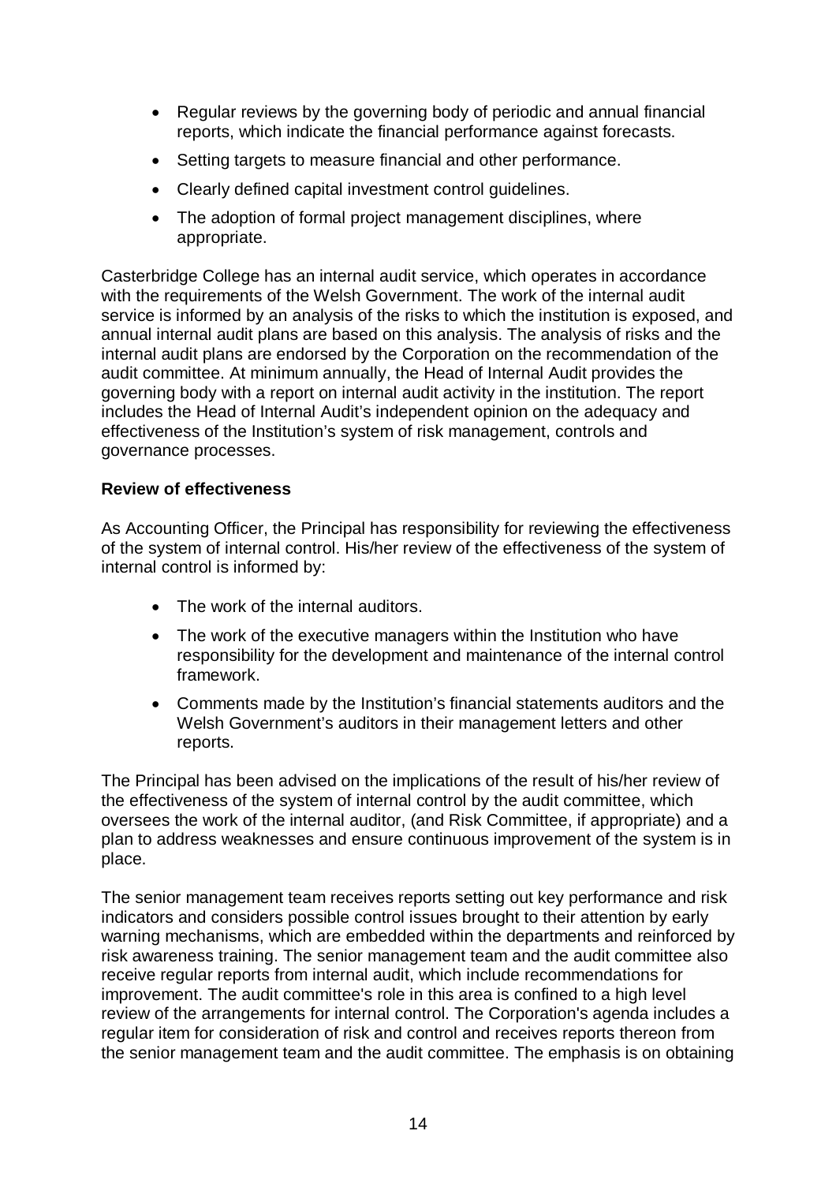- Regular reviews by the governing body of periodic and annual financial reports, which indicate the financial performance against forecasts.
- Setting targets to measure financial and other performance.
- Clearly defined capital investment control guidelines.
- The adoption of formal project management disciplines, where appropriate.

Casterbridge College has an internal audit service, which operates in accordance with the requirements of the Welsh Government. The work of the internal audit service is informed by an analysis of the risks to which the institution is exposed, and annual internal audit plans are based on this analysis. The analysis of risks and the internal audit plans are endorsed by the Corporation on the recommendation of the audit committee. At minimum annually, the Head of Internal Audit provides the governing body with a report on internal audit activity in the institution. The report includes the Head of Internal Audit's independent opinion on the adequacy and effectiveness of the Institution's system of risk management, controls and governance processes.

**Review of effectiveness**

As Accounting Officer, the Principal has responsibility for reviewing the effectiveness of the system of internal control. His/her review of the effectiveness of the system of internal control is informed by:

- The work of the internal auditors.
- The work of the executive managers within the Institution who have responsibility for the development and maintenance of the internal control framework.
- Comments made by the Institution's financial statements auditors and the Welsh Government's auditors in their management letters and other reports.

The Principal has been advised on the implications of the result of his/her review of the effectiveness of the system of internal control by the audit committee, which oversees the work of the internal auditor, (and Risk Committee, if appropriate) and a plan to address weaknesses and ensure continuous improvement of the system is in place.

The senior management team receives reports setting out key performance and risk indicators and considers possible control issues brought to their attention by early warning mechanisms, which are embedded within the departments and reinforced by risk awareness training. The senior management team and the audit committee also receive regular reports from internal audit, which include recommendations for improvement. The audit committee's role in this area is confined to a high level review of the arrangements for internal control. The Corporation's agenda includes a regular item for consideration of risk and control and receives reports thereon from the senior management team and the audit committee. The emphasis is on obtaining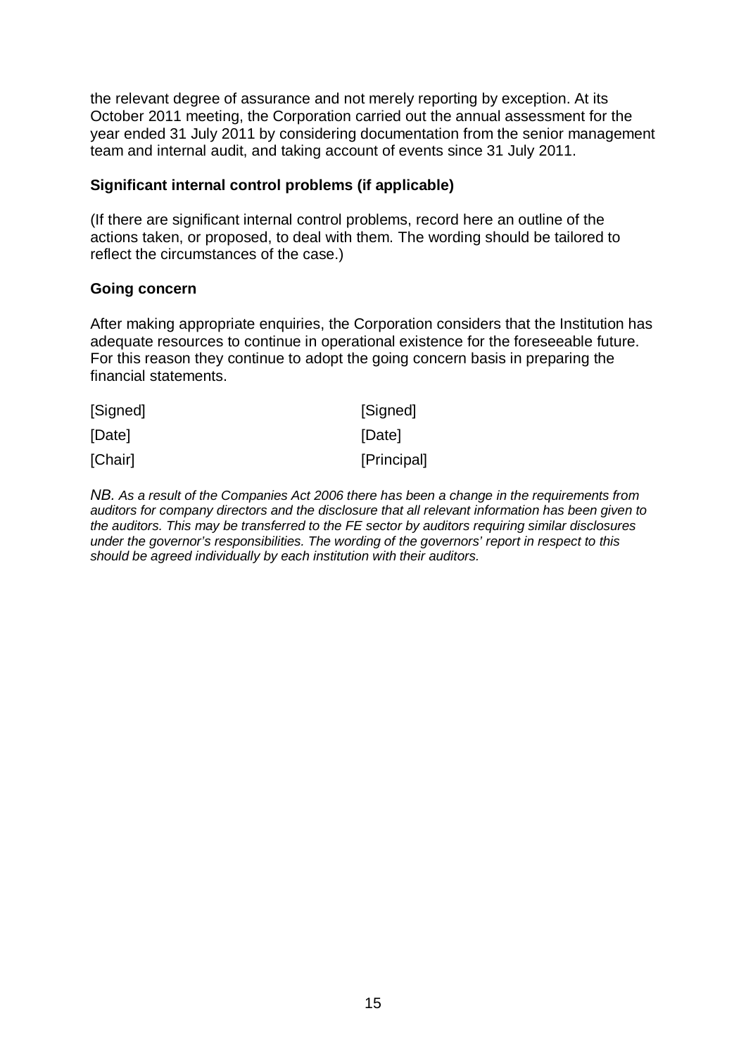the relevant degree of assurance and not merely reporting by exception. At its October 2011 meeting, the Corporation carried out the annual assessment for the year ended 31 July 2011 by considering documentation from the senior management team and internal audit, and taking account of events since 31 July 2011.

**Significant internal control problems (if applicable)**

(If there are significant internal control problems, record here an outline of the actions taken, or proposed, to deal with them. The wording should be tailored to reflect the circumstances of the case.)

**Going concern**

After making appropriate enquiries, the Corporation considers that the Institution has adequate resources to continue in operational existence for the foreseeable future. For this reason they continue to adopt the going concern basis in preparing the financial statements.

| | |
|---|---|
| [Signed] | [Signed] |
| [Date] | [Date] |
| [Chair] | [Principal] |

*NB. As a result of the Companies Act 2006 there has been a change in the requirements from auditors for company directors and the disclosure that all relevant information has been given to the auditors. This may be transferred to the FE sector by auditors requiring similar disclosures under the governor's responsibilities. The wording of the governors' report in respect to this should be agreed individually by each institution with their auditors.*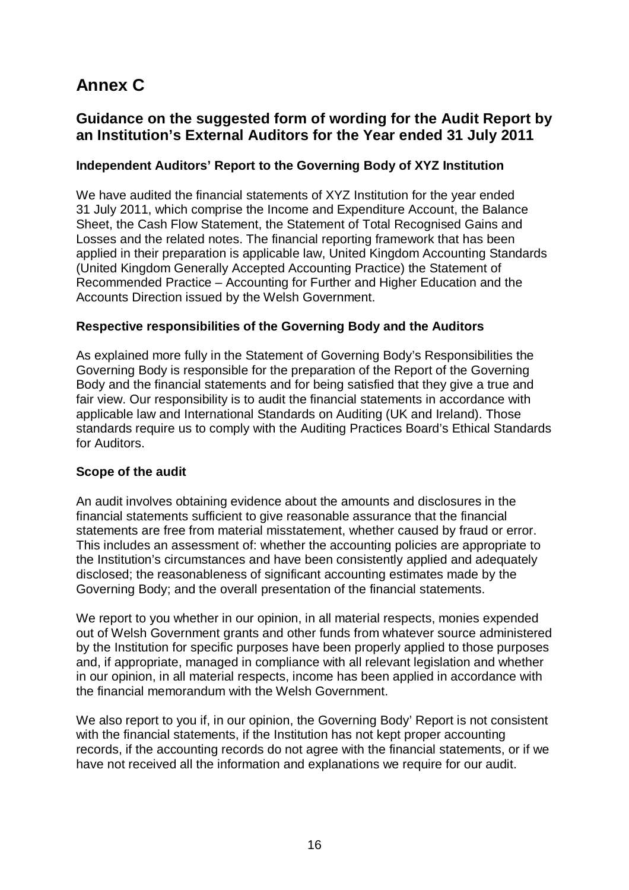# Annex C

## Guidance on the suggested form of wording for the Audit Report by an Institution's External Auditors for the Year ended 31 July 2011

### Independent Auditors' Report to the Governing Body of XYZ Institution

We have audited the financial statements of XYZ Institution for the year ended 31 July 2011, which comprise the Income and Expenditure Account, the Balance Sheet, the Cash Flow Statement, the Statement of Total Recognised Gains and Losses and the related notes. The financial reporting framework that has been applied in their preparation is applicable law, United Kingdom Accounting Standards (United Kingdom Generally Accepted Accounting Practice) the Statement of Recommended Practice – Accounting for Further and Higher Education and the Accounts Direction issued by the Welsh Government.

### Respective responsibilities of the Governing Body and the Auditors

As explained more fully in the Statement of Governing Body's Responsibilities the Governing Body is responsible for the preparation of the Report of the Governing Body and the financial statements and for being satisfied that they give a true and fair view. Our responsibility is to audit the financial statements in accordance with applicable law and International Standards on Auditing (UK and Ireland). Those standards require us to comply with the Auditing Practices Board's Ethical Standards for Auditors.

### Scope of the audit

An audit involves obtaining evidence about the amounts and disclosures in the financial statements sufficient to give reasonable assurance that the financial statements are free from material misstatement, whether caused by fraud or error. This includes an assessment of: whether the accounting policies are appropriate to the Institution's circumstances and have been consistently applied and adequately disclosed; the reasonableness of significant accounting estimates made by the Governing Body; and the overall presentation of the financial statements.

We report to you whether in our opinion, in all material respects, monies expended out of Welsh Government grants and other funds from whatever source administered by the Institution for specific purposes have been properly applied to those purposes and, if appropriate, managed in compliance with all relevant legislation and whether in our opinion, in all material respects, income has been applied in accordance with the financial memorandum with the Welsh Government.

We also report to you if, in our opinion, the Governing Body' Report is not consistent with the financial statements, if the Institution has not kept proper accounting records, if the accounting records do not agree with the financial statements, or if we have not received all the information and explanations we require for our audit.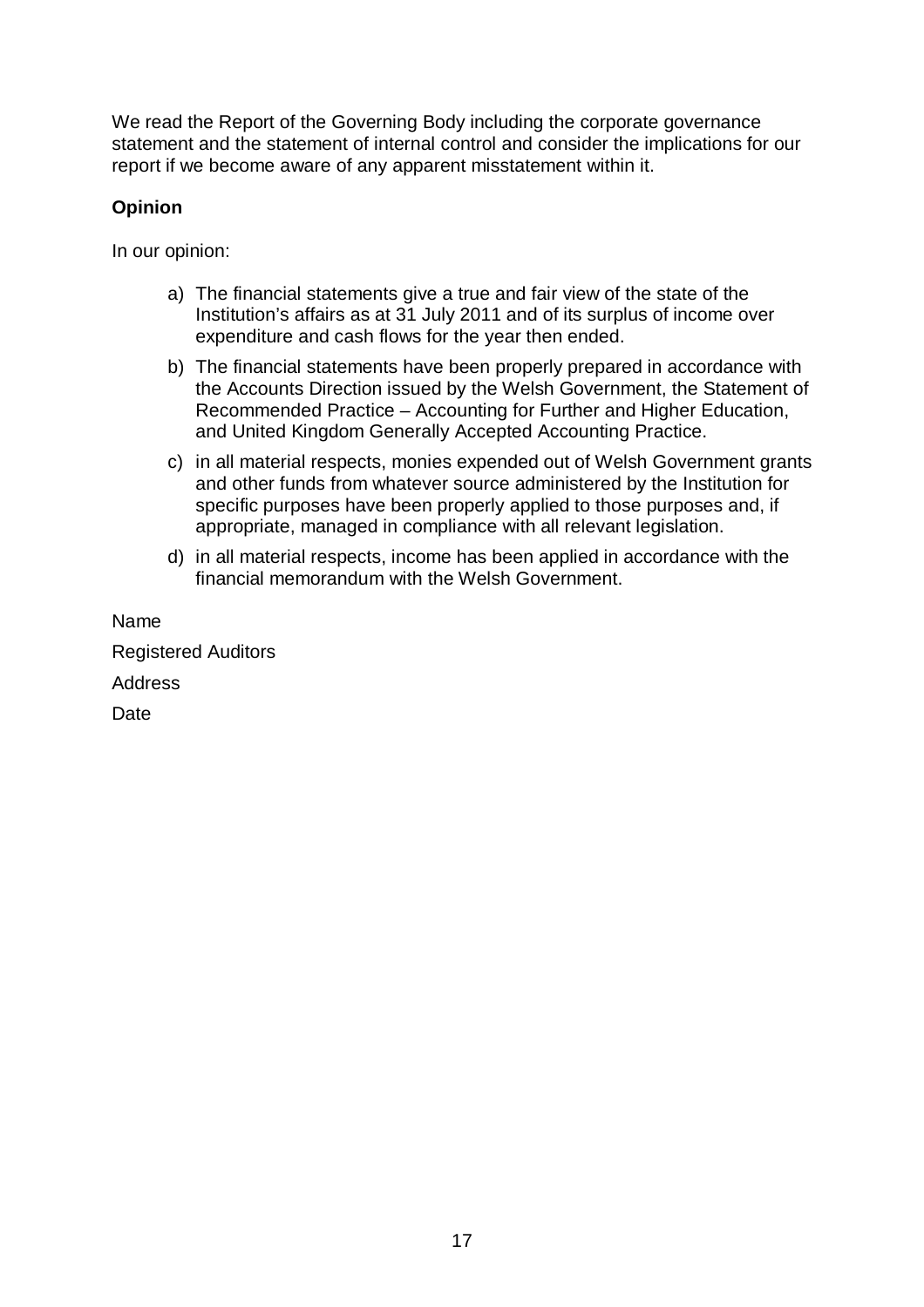We read the Report of the Governing Body including the corporate governance statement and the statement of internal control and consider the implications for our report if we become aware of any apparent misstatement within it.

**Opinion**

In our opinion:

a) The financial statements give a true and fair view of the state of the Institution's affairs as at 31 July 2011 and of its surplus of income over expenditure and cash flows for the year then ended.

b) The financial statements have been properly prepared in accordance with the Accounts Direction issued by the Welsh Government, the Statement of Recommended Practice – Accounting for Further and Higher Education, and United Kingdom Generally Accepted Accounting Practice.

c) in all material respects, monies expended out of Welsh Government grants and other funds from whatever source administered by the Institution for specific purposes have been properly applied to those purposes and, if appropriate, managed in compliance with all relevant legislation.

d) in all material respects, income has been applied in accordance with the financial memorandum with the Welsh Government.

Name

Registered Auditors

Address

Date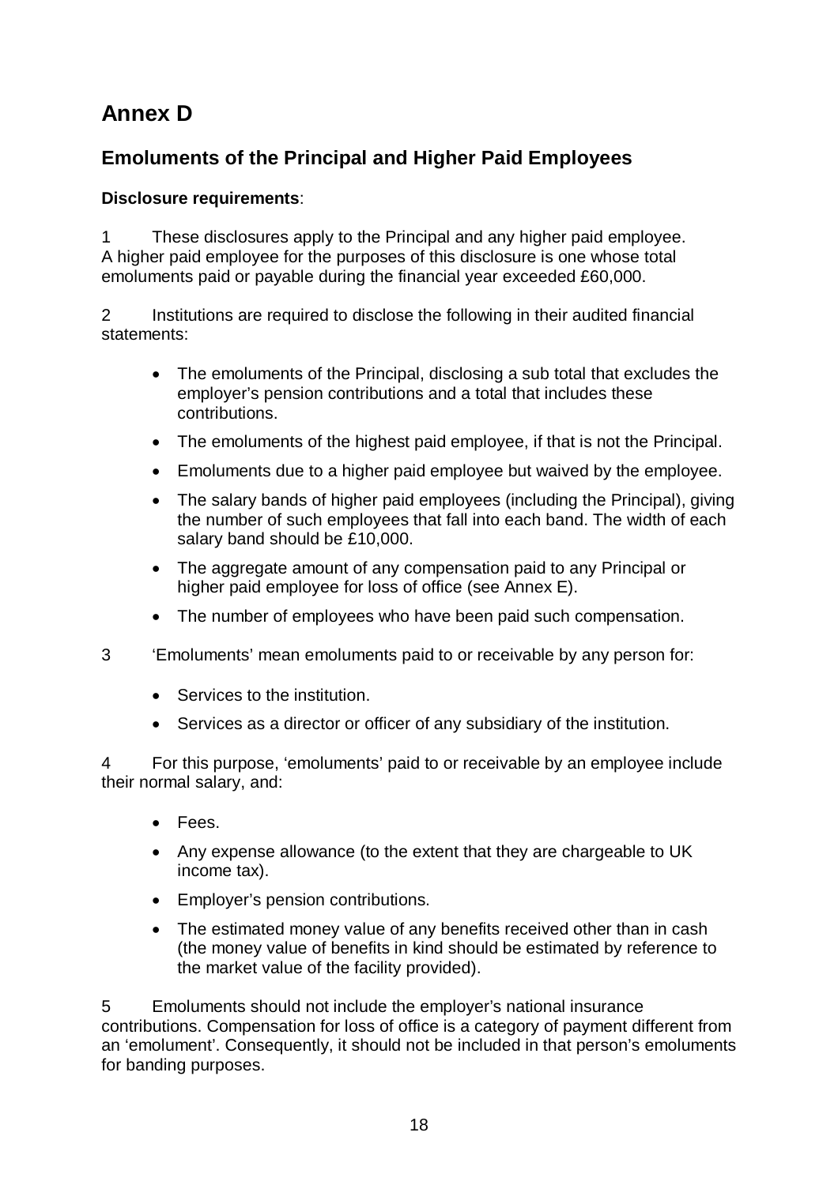# Annex D

## Emoluments of the Principal and Higher Paid Employees

**Disclosure requirements**:

1 These disclosures apply to the Principal and any higher paid employee. A higher paid employee for the purposes of this disclosure is one whose total emoluments paid or payable during the financial year exceeded £60,000.

2 Institutions are required to disclose the following in their audited financial statements:

- The emoluments of the Principal, disclosing a sub total that excludes the employer's pension contributions and a total that includes these contributions.
- The emoluments of the highest paid employee, if that is not the Principal.
- Emoluments due to a higher paid employee but waived by the employee.
- The salary bands of higher paid employees (including the Principal), giving the number of such employees that fall into each band. The width of each salary band should be £10,000.
- The aggregate amount of any compensation paid to any Principal or higher paid employee for loss of office (see Annex E).
- The number of employees who have been paid such compensation.

3 'Emoluments' mean emoluments paid to or receivable by any person for:

- Services to the institution.
- Services as a director or officer of any subsidiary of the institution.

4 For this purpose, 'emoluments' paid to or receivable by an employee include their normal salary, and:

- Fees.
- Any expense allowance (to the extent that they are chargeable to UK income tax).
- Employer's pension contributions.
- The estimated money value of any benefits received other than in cash (the money value of benefits in kind should be estimated by reference to the market value of the facility provided).

5 Emoluments should not include the employer's national insurance contributions. Compensation for loss of office is a category of payment different from an 'emolument'. Consequently, it should not be included in that person's emoluments for banding purposes.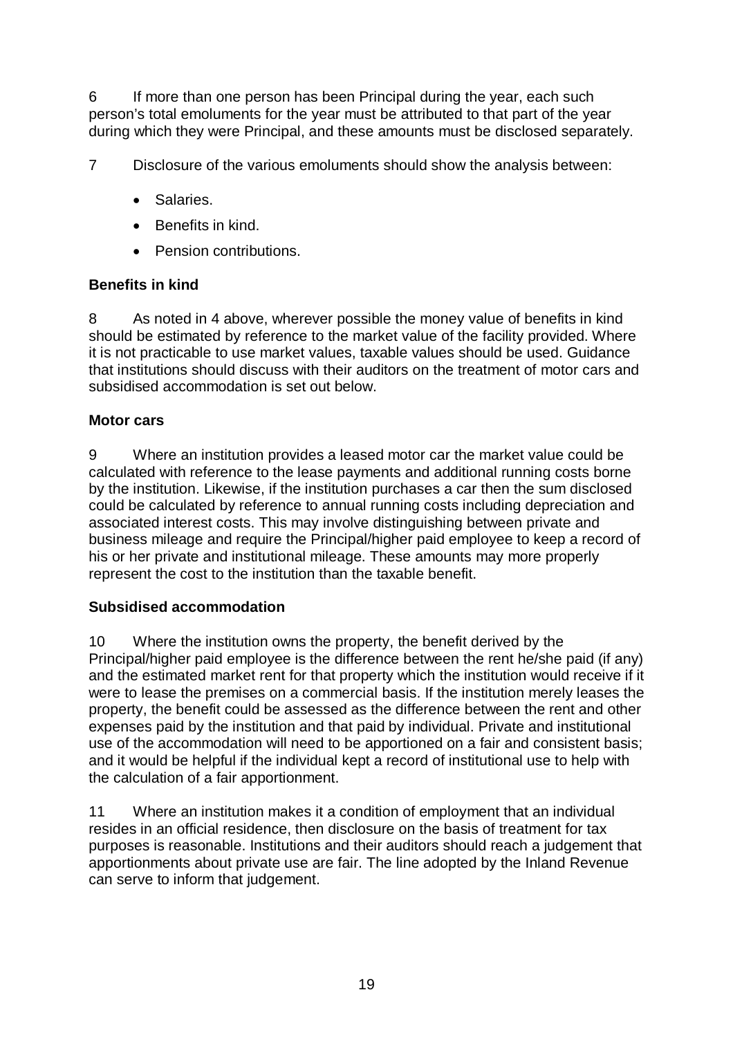6 If more than one person has been Principal during the year, each such person's total emoluments for the year must be attributed to that part of the year during which they were Principal, and these amounts must be disclosed separately.

7 Disclosure of the various emoluments should show the analysis between:

- Salaries.
- Benefits in kind.
- Pension contributions.

**Benefits in kind**

8 As noted in 4 above, wherever possible the money value of benefits in kind should be estimated by reference to the market value of the facility provided. Where it is not practicable to use market values, taxable values should be used. Guidance that institutions should discuss with their auditors on the treatment of motor cars and subsidised accommodation is set out below.

**Motor cars**

9 Where an institution provides a leased motor car the market value could be calculated with reference to the lease payments and additional running costs borne by the institution. Likewise, if the institution purchases a car then the sum disclosed could be calculated by reference to annual running costs including depreciation and associated interest costs. This may involve distinguishing between private and business mileage and require the Principal/higher paid employee to keep a record of his or her private and institutional mileage. These amounts may more properly represent the cost to the institution than the taxable benefit.

**Subsidised accommodation**

10 Where the institution owns the property, the benefit derived by the Principal/higher paid employee is the difference between the rent he/she paid (if any) and the estimated market rent for that property which the institution would receive if it were to lease the premises on a commercial basis. If the institution merely leases the property, the benefit could be assessed as the difference between the rent and other expenses paid by the institution and that paid by individual. Private and institutional use of the accommodation will need to be apportioned on a fair and consistent basis; and it would be helpful if the individual kept a record of institutional use to help with the calculation of a fair apportionment.

11 Where an institution makes it a condition of employment that an individual resides in an official residence, then disclosure on the basis of treatment for tax purposes is reasonable. Institutions and their auditors should reach a judgement that apportionments about private use are fair. The line adopted by the Inland Revenue can serve to inform that judgement.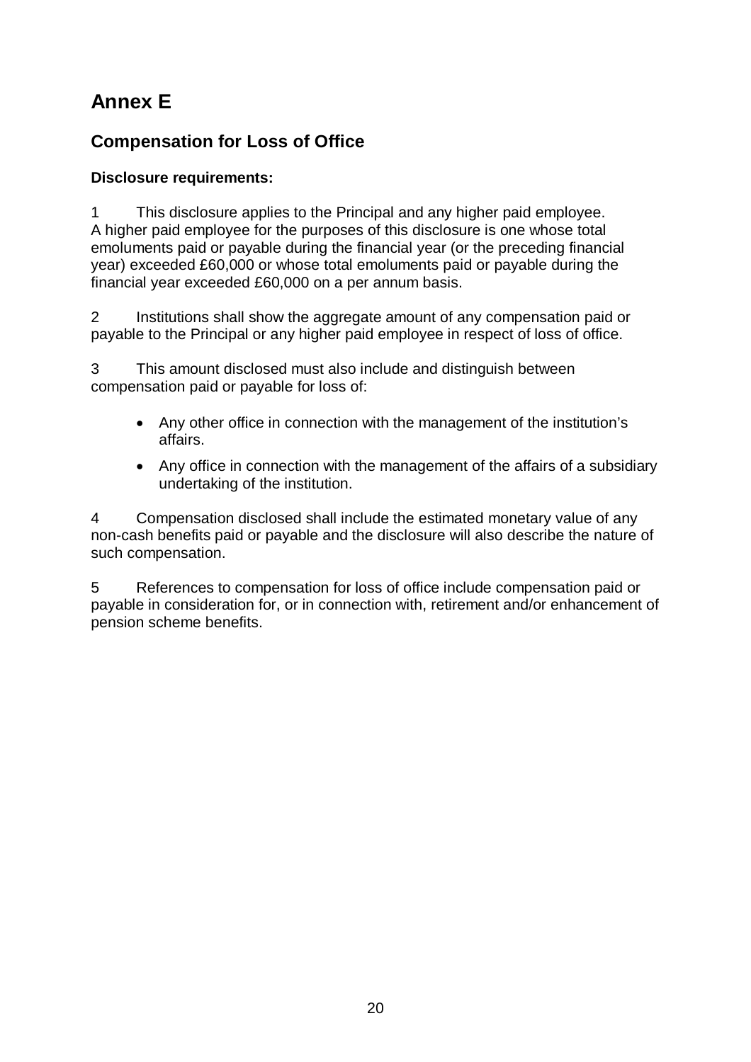# Annex E

## Compensation for Loss of Office

**Disclosure requirements:**

1 This disclosure applies to the Principal and any higher paid employee. A higher paid employee for the purposes of this disclosure is one whose total emoluments paid or payable during the financial year (or the preceding financial year) exceeded £60,000 or whose total emoluments paid or payable during the financial year exceeded £60,000 on a per annum basis.

2 Institutions shall show the aggregate amount of any compensation paid or payable to the Principal or any higher paid employee in respect of loss of office.

3 This amount disclosed must also include and distinguish between compensation paid or payable for loss of:

- Any other office in connection with the management of the institution's affairs.
- Any office in connection with the management of the affairs of a subsidiary undertaking of the institution.

4 Compensation disclosed shall include the estimated monetary value of any non-cash benefits paid or payable and the disclosure will also describe the nature of such compensation.

5 References to compensation for loss of office include compensation paid or payable in consideration for, or in connection with, retirement and/or enhancement of pension scheme benefits.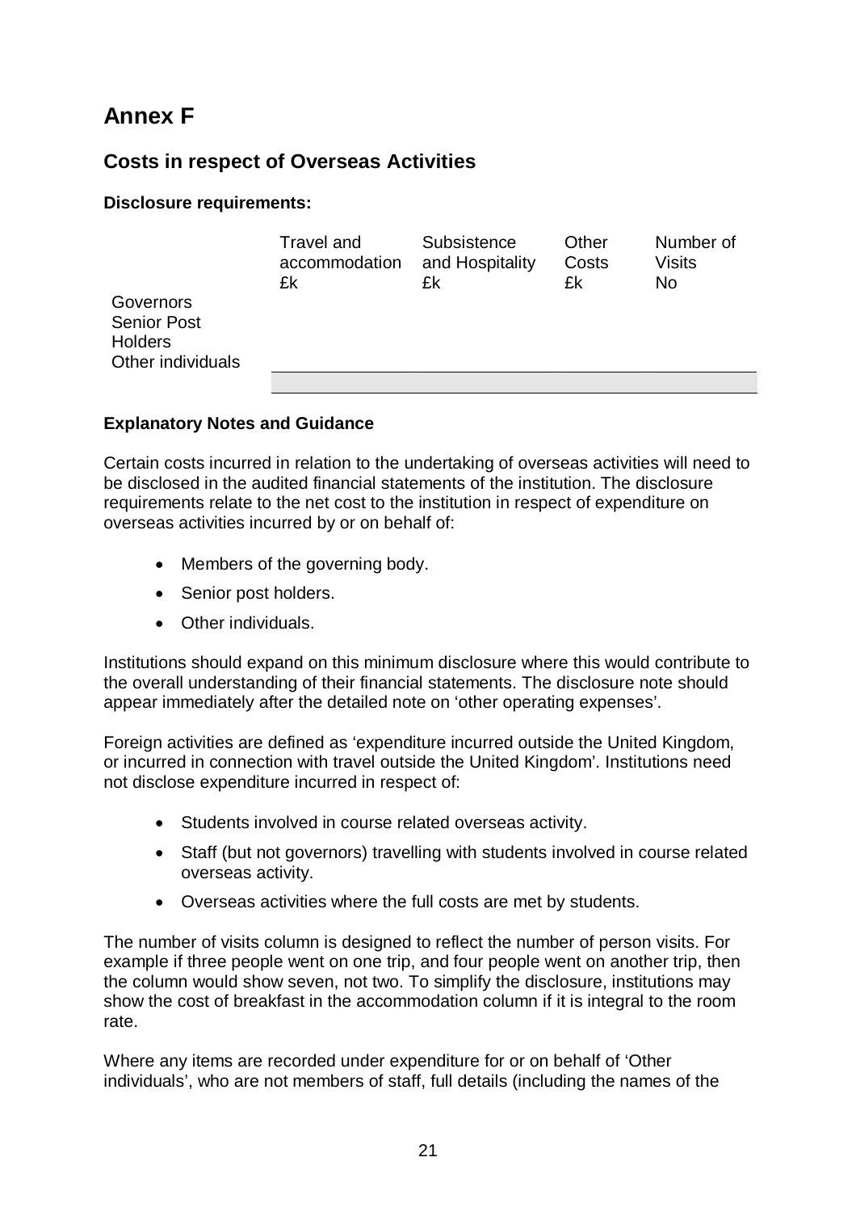# Annex F

## Costs in respect of Overseas Activities

**Disclosure requirements:**

| | Travel and accommodation £k | Subsistence and Hospitality £k | Other Costs £k | Number of Visits No |
|---|---|---|---|---|
| Governors | | | | |
| Senior Post Holders | | | | |
| Other individuals | | | | |
| | | | | |

**Explanatory Notes and Guidance**

Certain costs incurred in relation to the undertaking of overseas activities will need to be disclosed in the audited financial statements of the institution. The disclosure requirements relate to the net cost to the institution in respect of expenditure on overseas activities incurred by or on behalf of:

- Members of the governing body.
- Senior post holders.
- Other individuals.

Institutions should expand on this minimum disclosure where this would contribute to the overall understanding of their financial statements. The disclosure note should appear immediately after the detailed note on 'other operating expenses'.

Foreign activities are defined as 'expenditure incurred outside the United Kingdom, or incurred in connection with travel outside the United Kingdom'. Institutions need not disclose expenditure incurred in respect of:

- Students involved in course related overseas activity.
- Staff (but not governors) travelling with students involved in course related overseas activity.
- Overseas activities where the full costs are met by students.

The number of visits column is designed to reflect the number of person visits. For example if three people went on one trip, and four people went on another trip, then the column would show seven, not two. To simplify the disclosure, institutions may show the cost of breakfast in the accommodation column if it is integral to the room rate.

Where any items are recorded under expenditure for or on behalf of 'Other individuals', who are not members of staff, full details (including the names of the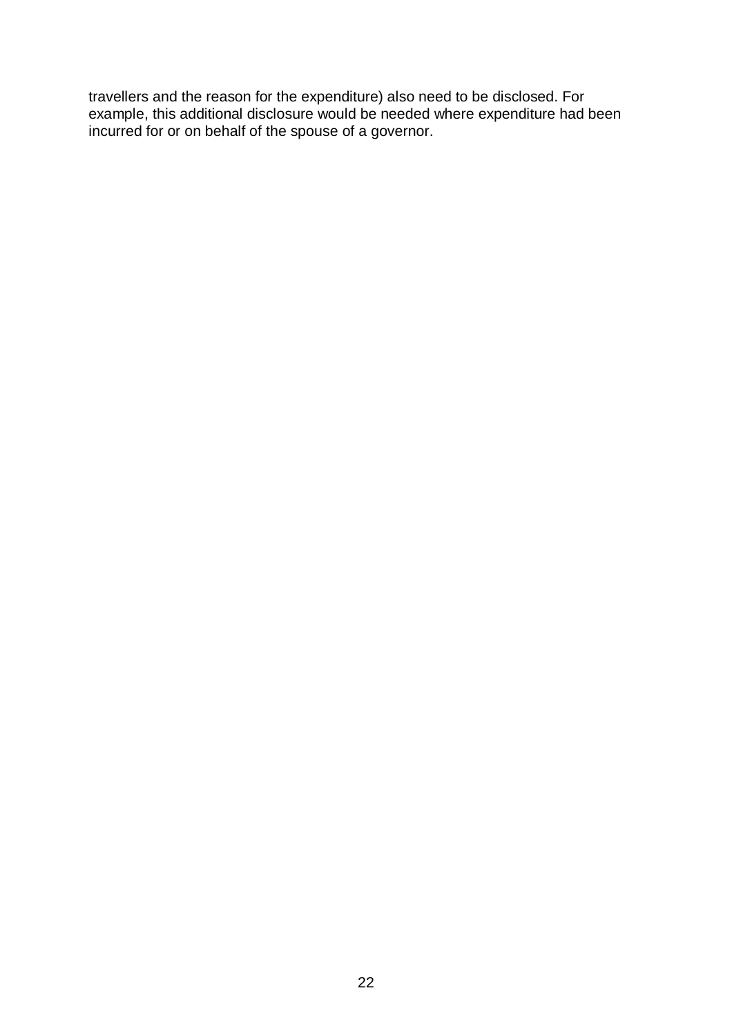travellers and the reason for the expenditure) also need to be disclosed. For example, this additional disclosure would be needed where expenditure had been incurred for or on behalf of the spouse of a governor.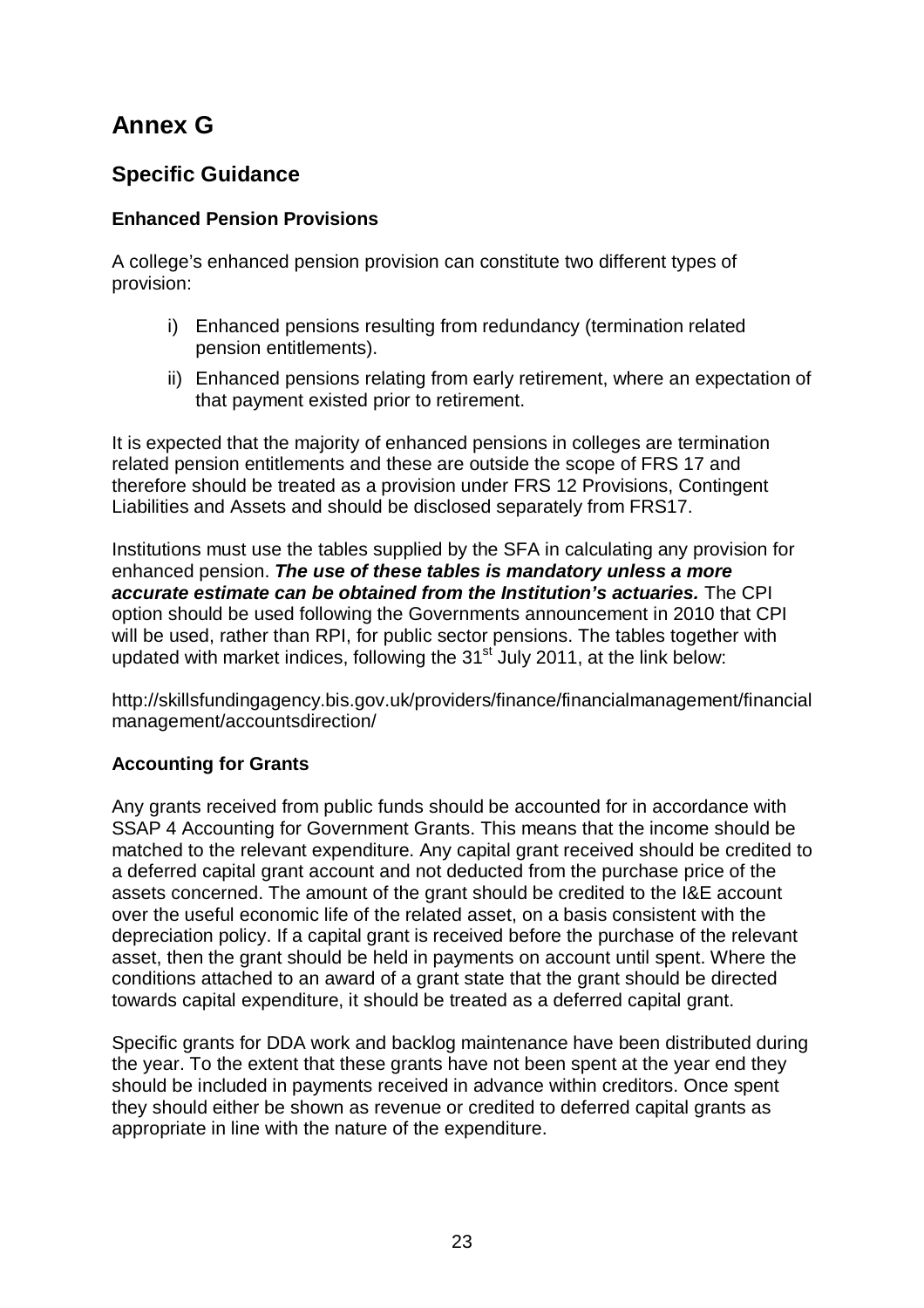# Annex G

## Specific Guidance

### Enhanced Pension Provisions

A college's enhanced pension provision can constitute two different types of provision:

i) Enhanced pensions resulting from redundancy (termination related pension entitlements).

ii) Enhanced pensions relating from early retirement, where an expectation of that payment existed prior to retirement.

It is expected that the majority of enhanced pensions in colleges are termination related pension entitlements and these are outside the scope of FRS 17 and therefore should be treated as a provision under FRS 12 Provisions, Contingent Liabilities and Assets and should be disclosed separately from FRS17.

Institutions must use the tables supplied by the SFA in calculating any provision for enhanced pension. ***The use of these tables is mandatory unless a more accurate estimate can be obtained from the Institution's actuaries.*** The CPI option should be used following the Governments announcement in 2010 that CPI will be used, rather than RPI, for public sector pensions. The tables together with updated with market indices, following the 31st July 2011, at the link below:

http://skillsfundingagency.bis.gov.uk/providers/finance/financialmanagement/financialmanagement/accountsdirection/

### Accounting for Grants

Any grants received from public funds should be accounted for in accordance with SSAP 4 Accounting for Government Grants. This means that the income should be matched to the relevant expenditure. Any capital grant received should be credited to a deferred capital grant account and not deducted from the purchase price of the assets concerned. The amount of the grant should be credited to the I&E account over the useful economic life of the related asset, on a basis consistent with the depreciation policy. If a capital grant is received before the purchase of the relevant asset, then the grant should be held in payments on account until spent. Where the conditions attached to an award of a grant state that the grant should be directed towards capital expenditure, it should be treated as a deferred capital grant.

Specific grants for DDA work and backlog maintenance have been distributed during the year. To the extent that these grants have not been spent at the year end they should be included in payments received in advance within creditors. Once spent they should either be shown as revenue or credited to deferred capital grants as appropriate in line with the nature of the expenditure.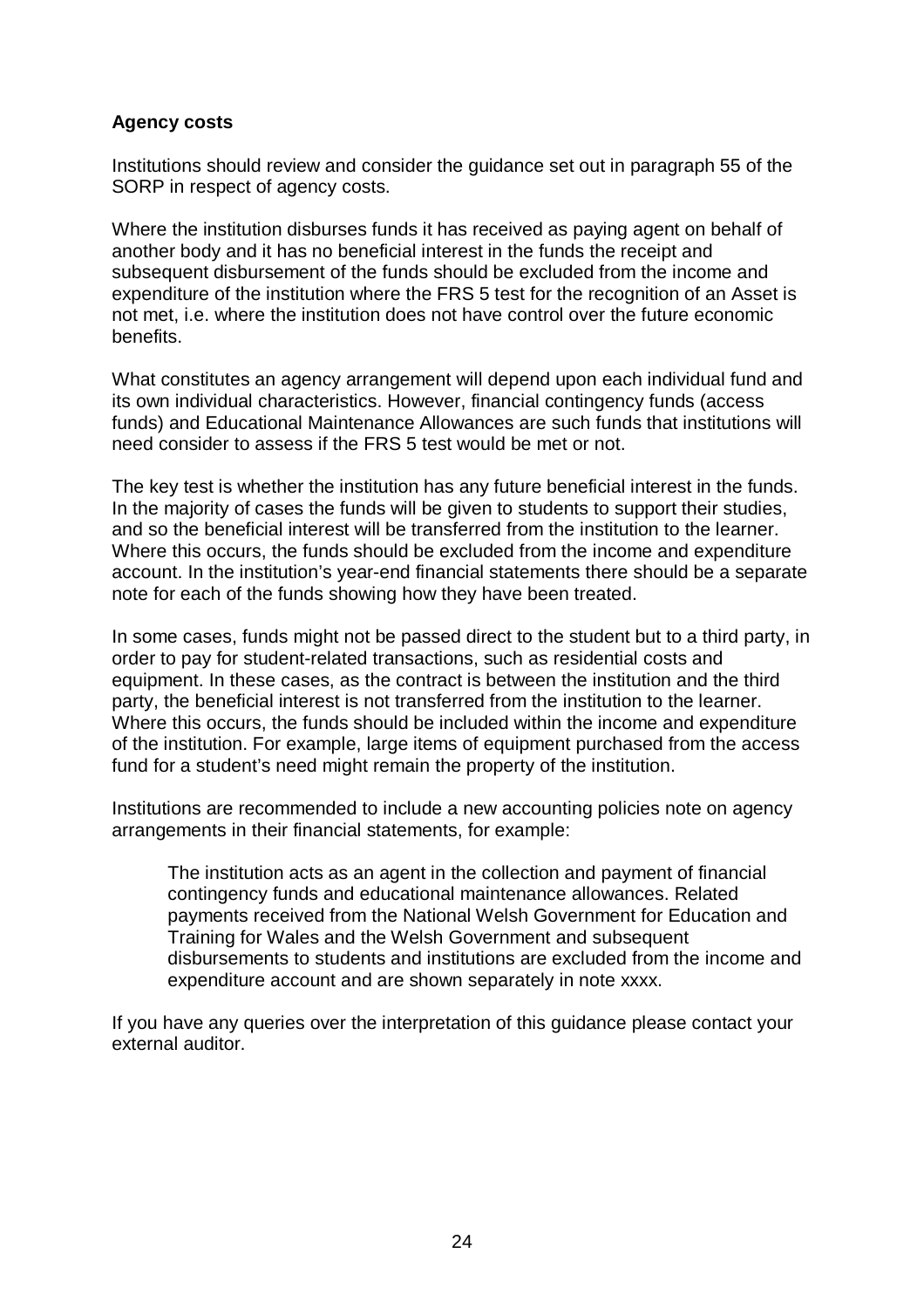**Agency costs**

Institutions should review and consider the guidance set out in paragraph 55 of the SORP in respect of agency costs.

Where the institution disburses funds it has received as paying agent on behalf of another body and it has no beneficial interest in the funds the receipt and subsequent disbursement of the funds should be excluded from the income and expenditure of the institution where the FRS 5 test for the recognition of an Asset is not met, i.e. where the institution does not have control over the future economic benefits.

What constitutes an agency arrangement will depend upon each individual fund and its own individual characteristics. However, financial contingency funds (access funds) and Educational Maintenance Allowances are such funds that institutions will need consider to assess if the FRS 5 test would be met or not.

The key test is whether the institution has any future beneficial interest in the funds. In the majority of cases the funds will be given to students to support their studies, and so the beneficial interest will be transferred from the institution to the learner. Where this occurs, the funds should be excluded from the income and expenditure account. In the institution's year-end financial statements there should be a separate note for each of the funds showing how they have been treated.

In some cases, funds might not be passed direct to the student but to a third party, in order to pay for student-related transactions, such as residential costs and equipment. In these cases, as the contract is between the institution and the third party, the beneficial interest is not transferred from the institution to the learner. Where this occurs, the funds should be included within the income and expenditure of the institution. For example, large items of equipment purchased from the access fund for a student's need might remain the property of the institution.

Institutions are recommended to include a new accounting policies note on agency arrangements in their financial statements, for example:

> The institution acts as an agent in the collection and payment of financial contingency funds and educational maintenance allowances. Related payments received from the National Welsh Government for Education and Training for Wales and the Welsh Government and subsequent disbursements to students and institutions are excluded from the income and expenditure account and are shown separately in note xxxx.

If you have any queries over the interpretation of this guidance please contact your external auditor.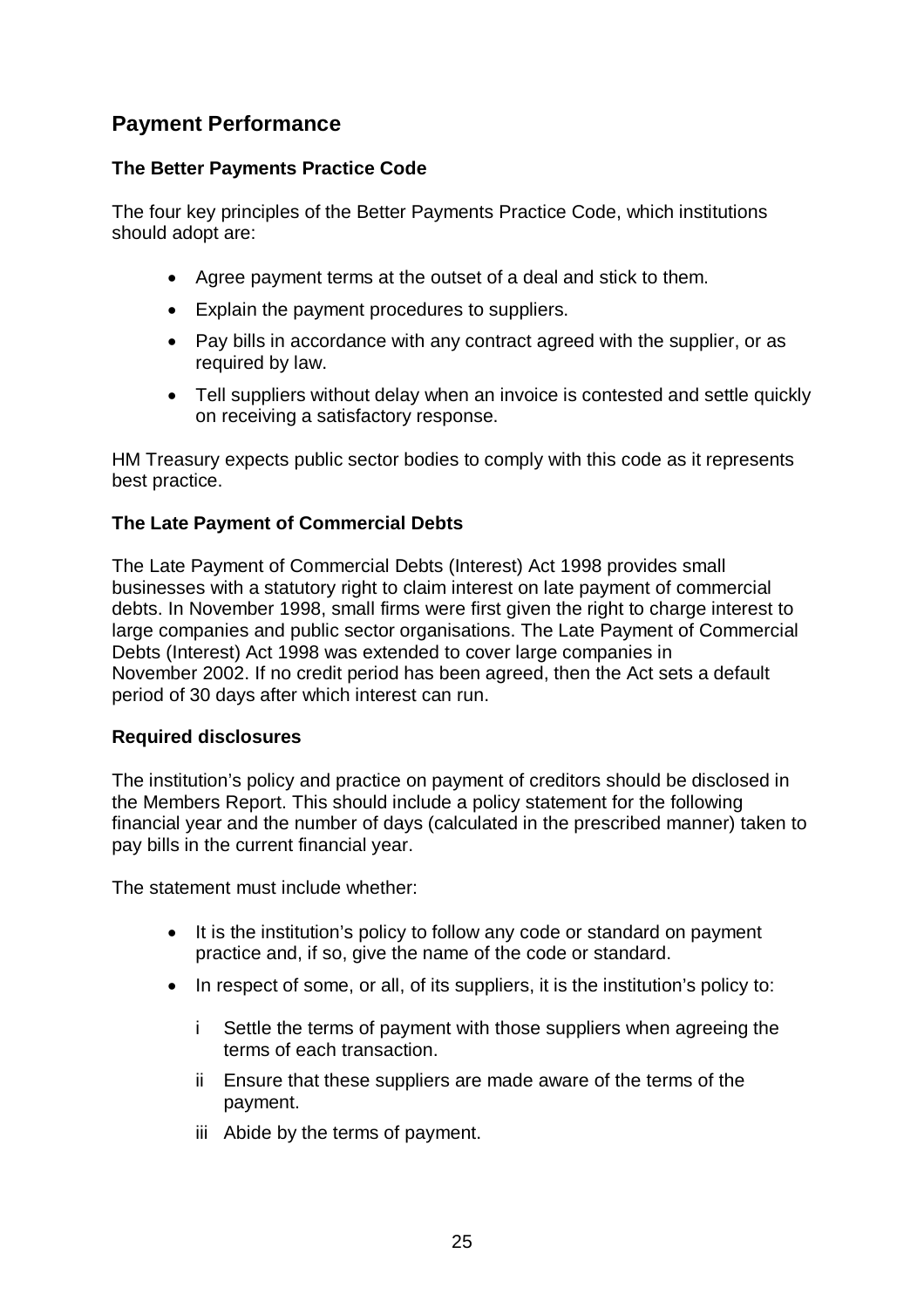## Payment Performance

### The Better Payments Practice Code

The four key principles of the Better Payments Practice Code, which institutions should adopt are:

- Agree payment terms at the outset of a deal and stick to them.
- Explain the payment procedures to suppliers.
- Pay bills in accordance with any contract agreed with the supplier, or as required by law.
- Tell suppliers without delay when an invoice is contested and settle quickly on receiving a satisfactory response.

HM Treasury expects public sector bodies to comply with this code as it represents best practice.

### The Late Payment of Commercial Debts

The Late Payment of Commercial Debts (Interest) Act 1998 provides small businesses with a statutory right to claim interest on late payment of commercial debts. In November 1998, small firms were first given the right to charge interest to large companies and public sector organisations. The Late Payment of Commercial Debts (Interest) Act 1998 was extended to cover large companies in November 2002. If no credit period has been agreed, then the Act sets a default period of 30 days after which interest can run.

### Required disclosures

The institution's policy and practice on payment of creditors should be disclosed in the Members Report. This should include a policy statement for the following financial year and the number of days (calculated in the prescribed manner) taken to pay bills in the current financial year.

The statement must include whether:

- It is the institution's policy to follow any code or standard on payment practice and, if so, give the name of the code or standard.
- In respect of some, or all, of its suppliers, it is the institution's policy to:
  - i Settle the terms of payment with those suppliers when agreeing the terms of each transaction.
  - ii Ensure that these suppliers are made aware of the terms of the payment.
  - iii Abide by the terms of payment.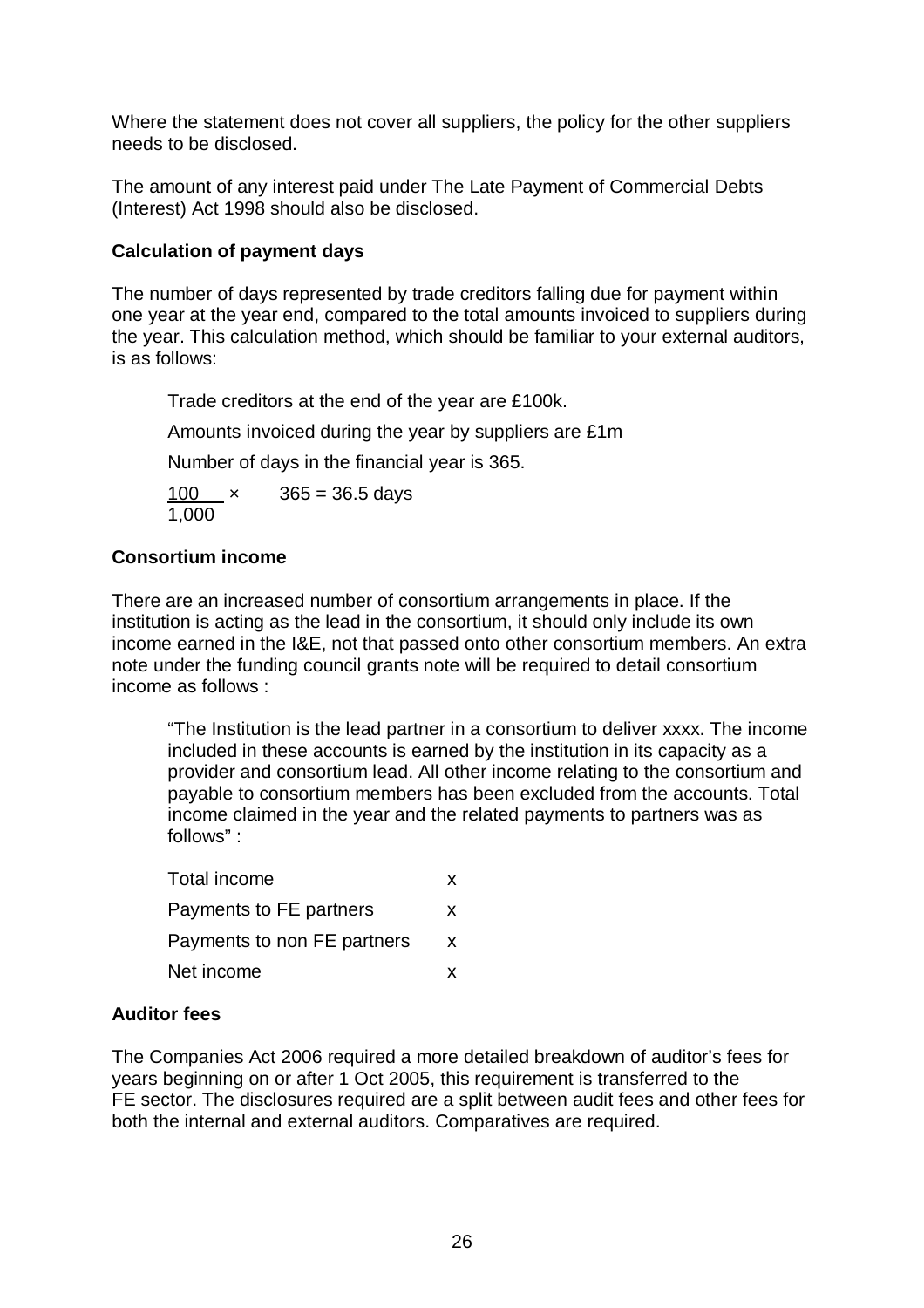Where the statement does not cover all suppliers, the policy for the other suppliers needs to be disclosed.

The amount of any interest paid under The Late Payment of Commercial Debts (Interest) Act 1998 should also be disclosed.

### Calculation of payment days

The number of days represented by trade creditors falling due for payment within one year at the year end, compared to the total amounts invoiced to suppliers during the year. This calculation method, which should be familiar to your external auditors, is as follows:

Trade creditors at the end of the year are £100k.

Amounts invoiced during the year by suppliers are £1m

Number of days in the financial year is 365.

$$\frac{100}{1{,}000} \times 365 = 36.5 \text{ days}$$

### Consortium income

There are an increased number of consortium arrangements in place. If the institution is acting as the lead in the consortium, it should only include its own income earned in the I&E, not that passed onto other consortium members. An extra note under the funding council grants note will be required to detail consortium income as follows :

"The Institution is the lead partner in a consortium to deliver xxxx. The income included in these accounts is earned by the institution in its capacity as a provider and consortium lead. All other income relating to the consortium and payable to consortium members has been excluded from the accounts. Total income claimed in the year and the related payments to partners was as follows" :

| | |
|---|---|
| Total income | x |
| Payments to FE partners | x |
| Payments to non FE partners | x |
| Net income | x |

### Auditor fees

The Companies Act 2006 required a more detailed breakdown of auditor's fees for years beginning on or after 1 Oct 2005, this requirement is transferred to the FE sector. The disclosures required are a split between audit fees and other fees for both the internal and external auditors. Comparatives are required.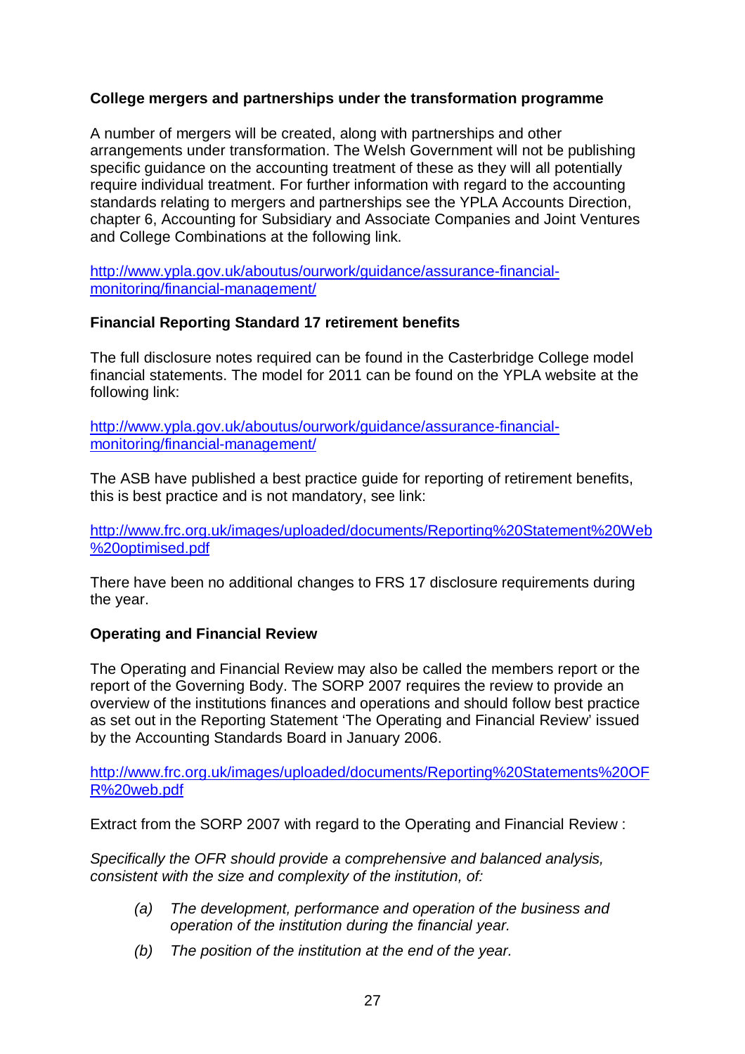### College mergers and partnerships under the transformation programme

A number of mergers will be created, along with partnerships and other arrangements under transformation. The Welsh Government will not be publishing specific guidance on the accounting treatment of these as they will all potentially require individual treatment. For further information with regard to the accounting standards relating to mergers and partnerships see the YPLA Accounts Direction, chapter 6, Accounting for Subsidiary and Associate Companies and Joint Ventures and College Combinations at the following link.

http://www.ypla.gov.uk/aboutus/ourwork/guidance/assurance-financial-monitoring/financial-management/

### Financial Reporting Standard 17 retirement benefits

The full disclosure notes required can be found in the Casterbridge College model financial statements. The model for 2011 can be found on the YPLA website at the following link:

http://www.ypla.gov.uk/aboutus/ourwork/guidance/assurance-financial-monitoring/financial-management/

The ASB have published a best practice guide for reporting of retirement benefits, this is best practice and is not mandatory, see link:

http://www.frc.org.uk/images/uploaded/documents/Reporting%20Statement%20Web%20optimised.pdf

There have been no additional changes to FRS 17 disclosure requirements during the year.

### Operating and Financial Review

The Operating and Financial Review may also be called the members report or the report of the Governing Body. The SORP 2007 requires the review to provide an overview of the institutions finances and operations and should follow best practice as set out in the Reporting Statement 'The Operating and Financial Review' issued by the Accounting Standards Board in January 2006.

http://www.frc.org.uk/images/uploaded/documents/Reporting%20Statements%20OFR%20web.pdf

Extract from the SORP 2007 with regard to the Operating and Financial Review :

*Specifically the OFR should provide a comprehensive and balanced analysis, consistent with the size and complexity of the institution, of:*

- *(a) The development, performance and operation of the business and operation of the institution during the financial year.*
- *(b) The position of the institution at the end of the year.*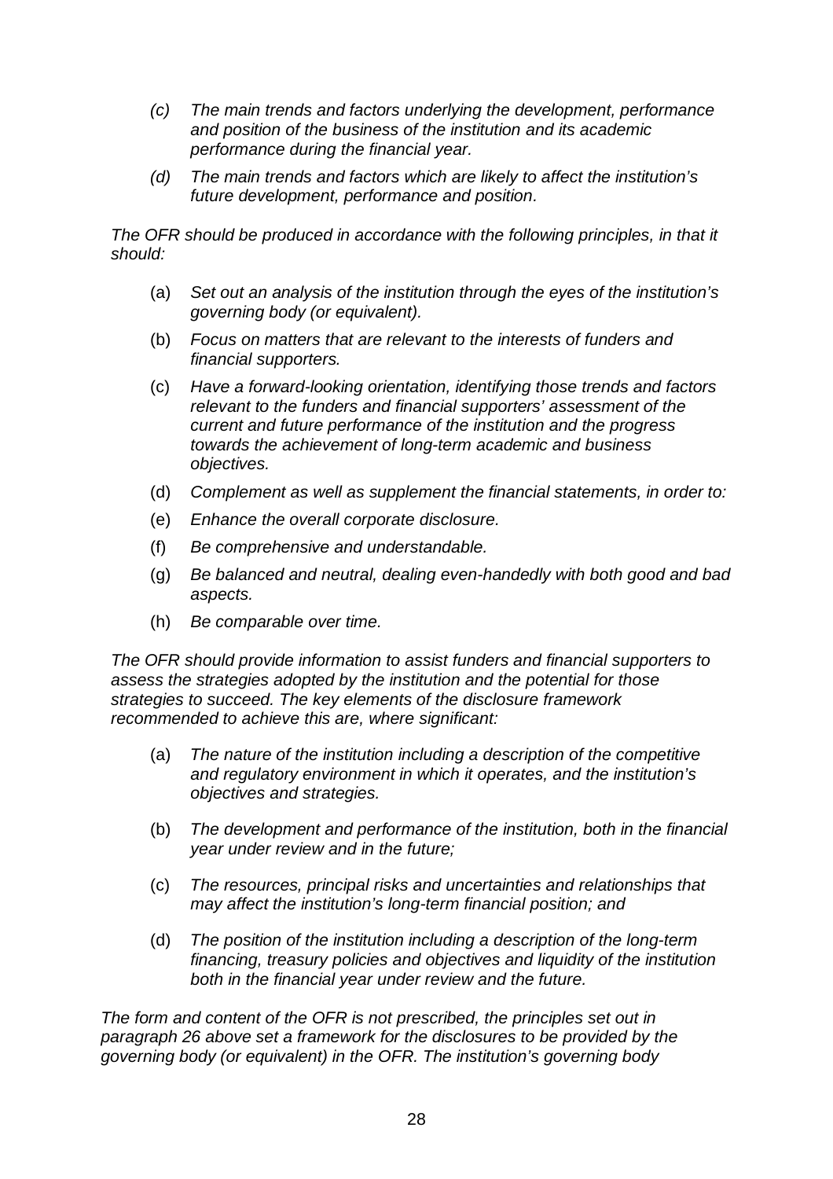*(c) The main trends and factors underlying the development, performance and position of the business of the institution and its academic performance during the financial year.*

*(d) The main trends and factors which are likely to affect the institution's future development, performance and position.*

*The OFR should be produced in accordance with the following principles, in that it should:*

(a) *Set out an analysis of the institution through the eyes of the institution's governing body (or equivalent).*

(b) *Focus on matters that are relevant to the interests of funders and financial supporters.*

(c) *Have a forward-looking orientation, identifying those trends and factors relevant to the funders and financial supporters' assessment of the current and future performance of the institution and the progress towards the achievement of long-term academic and business objectives.*

(d) *Complement as well as supplement the financial statements, in order to:*

(e) *Enhance the overall corporate disclosure.*

(f) *Be comprehensive and understandable.*

(g) *Be balanced and neutral, dealing even-handedly with both good and bad aspects.*

(h) *Be comparable over time.*

*The OFR should provide information to assist funders and financial supporters to assess the strategies adopted by the institution and the potential for those strategies to succeed. The key elements of the disclosure framework recommended to achieve this are, where significant:*

(a) *The nature of the institution including a description of the competitive and regulatory environment in which it operates, and the institution's objectives and strategies.*

(b) *The development and performance of the institution, both in the financial year under review and in the future;*

(c) *The resources, principal risks and uncertainties and relationships that may affect the institution's long-term financial position; and*

(d) *The position of the institution including a description of the long-term financing, treasury policies and objectives and liquidity of the institution both in the financial year under review and the future.*

*The form and content of the OFR is not prescribed, the principles set out in paragraph 26 above set a framework for the disclosures to be provided by the governing body (or equivalent) in the OFR. The institution's governing body*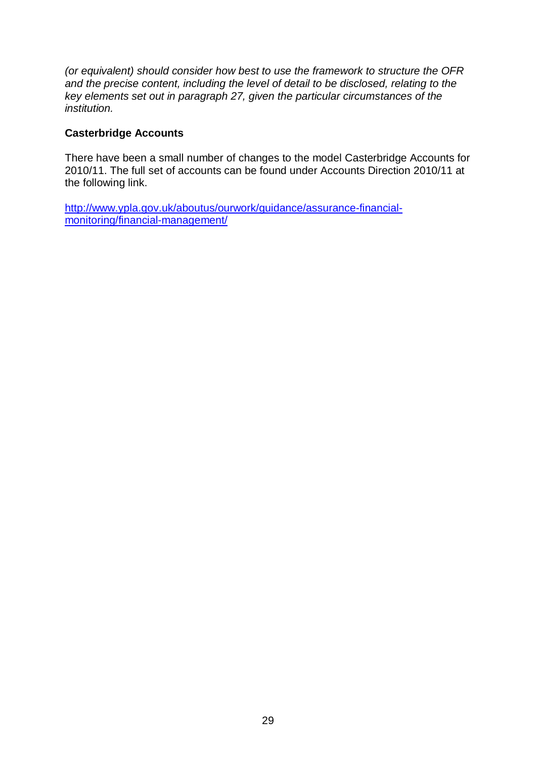*(or equivalent) should consider how best to use the framework to structure the OFR and the precise content, including the level of detail to be disclosed, relating to the key elements set out in paragraph 27, given the particular circumstances of the institution.*

**Casterbridge Accounts**

There have been a small number of changes to the model Casterbridge Accounts for 2010/11. The full set of accounts can be found under Accounts Direction 2010/11 at the following link.

[http://www.ypla.gov.uk/aboutus/ourwork/guidance/assurance-financial-monitoring/financial-management/](http://www.ypla.gov.uk/aboutus/ourwork/guidance/assurance-financial-monitoring/financial-management/)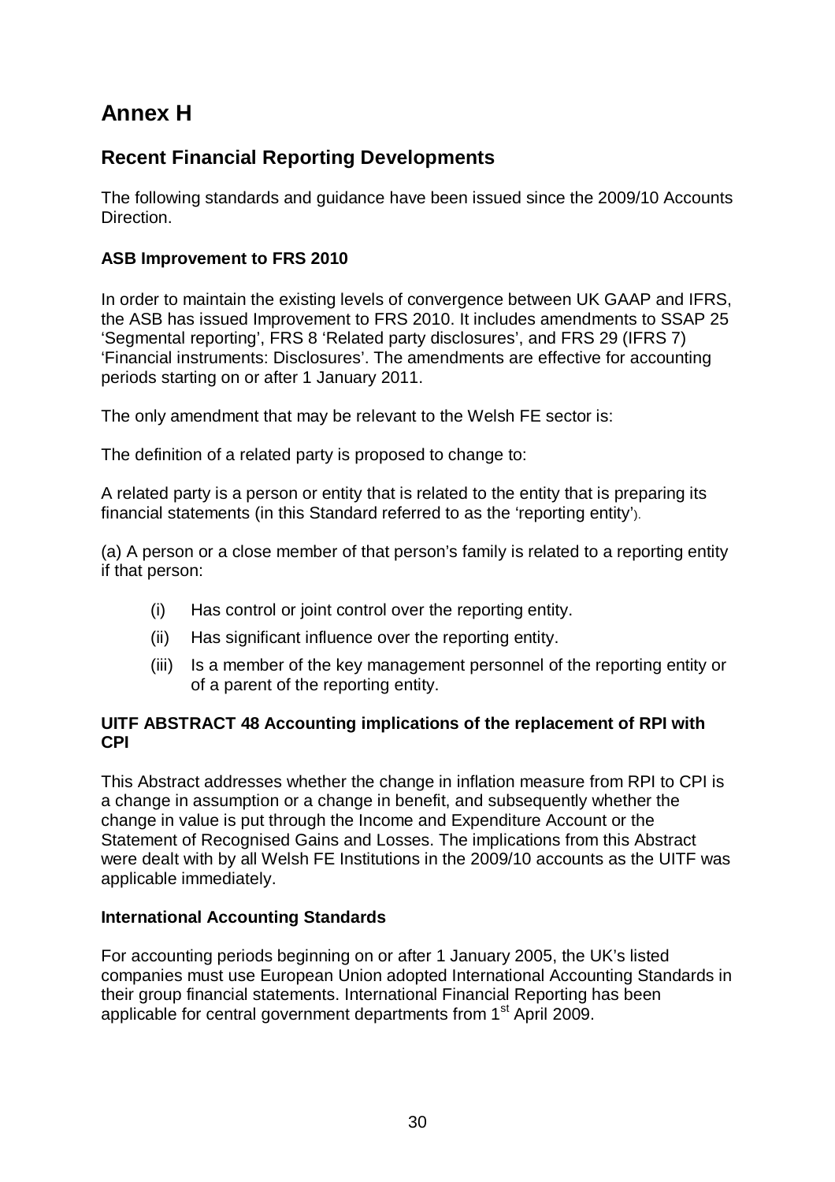# Annex H

## Recent Financial Reporting Developments

The following standards and guidance have been issued since the 2009/10 Accounts Direction.

**ASB Improvement to FRS 2010**

In order to maintain the existing levels of convergence between UK GAAP and IFRS, the ASB has issued Improvement to FRS 2010. It includes amendments to SSAP 25 'Segmental reporting', FRS 8 'Related party disclosures', and FRS 29 (IFRS 7) 'Financial instruments: Disclosures'. The amendments are effective for accounting periods starting on or after 1 January 2011.

The only amendment that may be relevant to the Welsh FE sector is:

The definition of a related party is proposed to change to:

A related party is a person or entity that is related to the entity that is preparing its financial statements (in this Standard referred to as the 'reporting entity').

(a) A person or a close member of that person's family is related to a reporting entity if that person:

- (i) Has control or joint control over the reporting entity.
- (ii) Has significant influence over the reporting entity.
- (iii) Is a member of the key management personnel of the reporting entity or of a parent of the reporting entity.

**UITF ABSTRACT 48 Accounting implications of the replacement of RPI with CPI**

This Abstract addresses whether the change in inflation measure from RPI to CPI is a change in assumption or a change in benefit, and subsequently whether the change in value is put through the Income and Expenditure Account or the Statement of Recognised Gains and Losses. The implications from this Abstract were dealt with by all Welsh FE Institutions in the 2009/10 accounts as the UITF was applicable immediately.

**International Accounting Standards**

For accounting periods beginning on or after 1 January 2005, the UK's listed companies must use European Union adopted International Accounting Standards in their group financial statements. International Financial Reporting has been applicable for central government departments from 1st April 2009.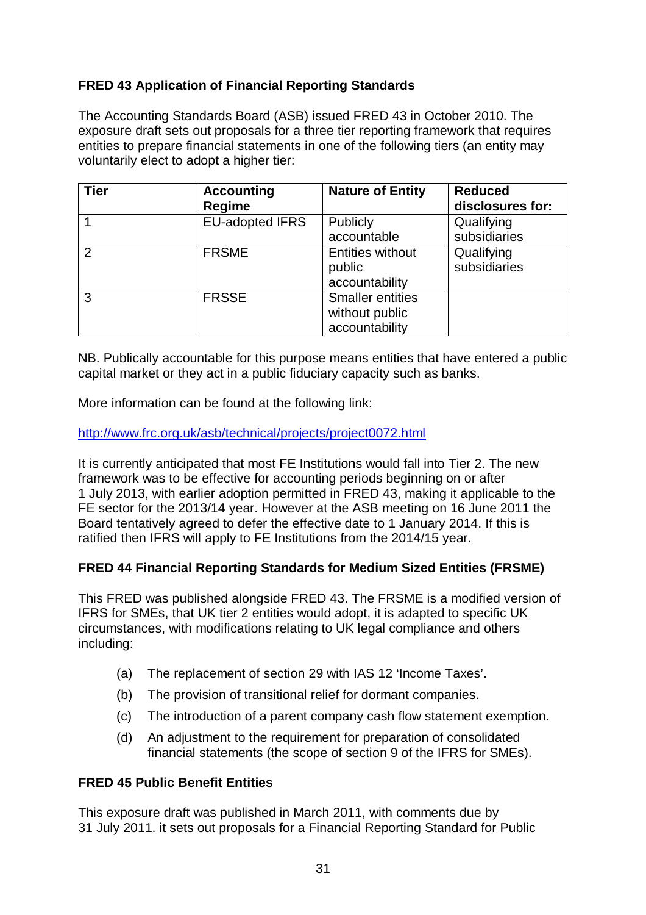## FRED 43 Application of Financial Reporting Standards

The Accounting Standards Board (ASB) issued FRED 43 in October 2010. The exposure draft sets out proposals for a three tier reporting framework that requires entities to prepare financial statements in one of the following tiers (an entity may voluntarily elect to adopt a higher tier:

| Tier | Accounting Regime | Nature of Entity | Reduced disclosures for: |
|---|---|---|---|
| 1 | EU-adopted IFRS | Publicly accountable | Qualifying subsidiaries |
| 2 | FRSME | Entities without public accountability | Qualifying subsidiaries |
| 3 | FRSSE | Smaller entities without public accountability | |

NB. Publically accountable for this purpose means entities that have entered a public capital market or they act in a public fiduciary capacity such as banks.

More information can be found at the following link:

http://www.frc.org.uk/asb/technical/projects/project0072.html

It is currently anticipated that most FE Institutions would fall into Tier 2. The new framework was to be effective for accounting periods beginning on or after 1 July 2013, with earlier adoption permitted in FRED 43, making it applicable to the FE sector for the 2013/14 year. However at the ASB meeting on 16 June 2011 the Board tentatively agreed to defer the effective date to 1 January 2014. If this is ratified then IFRS will apply to FE Institutions from the 2014/15 year.

## FRED 44 Financial Reporting Standards for Medium Sized Entities (FRSME)

This FRED was published alongside FRED 43. The FRSME is a modified version of IFRS for SMEs, that UK tier 2 entities would adopt, it is adapted to specific UK circumstances, with modifications relating to UK legal compliance and others including:

(a) The replacement of section 29 with IAS 12 'Income Taxes'.

(b) The provision of transitional relief for dormant companies.

(c) The introduction of a parent company cash flow statement exemption.

(d) An adjustment to the requirement for preparation of consolidated financial statements (the scope of section 9 of the IFRS for SMEs).

## FRED 45 Public Benefit Entities

This exposure draft was published in March 2011, with comments due by 31 July 2011. it sets out proposals for a Financial Reporting Standard for Public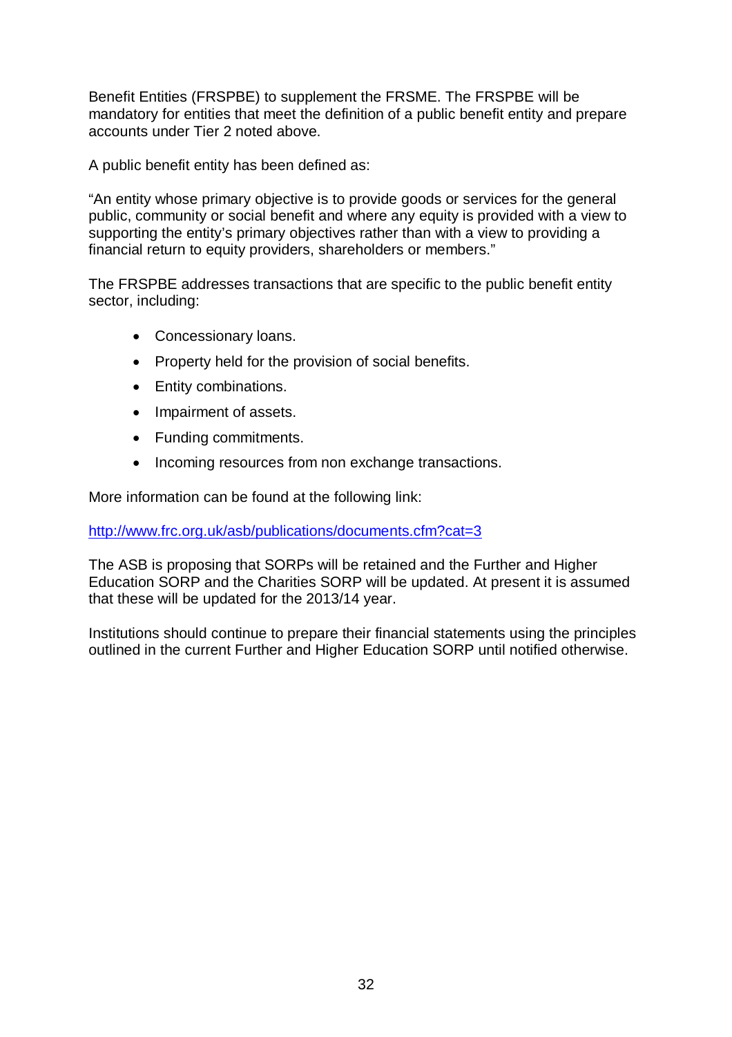Benefit Entities (FRSPBE) to supplement the FRSME. The FRSPBE will be mandatory for entities that meet the definition of a public benefit entity and prepare accounts under Tier 2 noted above.

A public benefit entity has been defined as:

"An entity whose primary objective is to provide goods or services for the general public, community or social benefit and where any equity is provided with a view to supporting the entity's primary objectives rather than with a view to providing a financial return to equity providers, shareholders or members."

The FRSPBE addresses transactions that are specific to the public benefit entity sector, including:

- Concessionary loans.
- Property held for the provision of social benefits.
- Entity combinations.
- Impairment of assets.
- Funding commitments.
- Incoming resources from non exchange transactions.

More information can be found at the following link:

http://www.frc.org.uk/asb/publications/documents.cfm?cat=3

The ASB is proposing that SORPs will be retained and the Further and Higher Education SORP and the Charities SORP will be updated. At present it is assumed that these will be updated for the 2013/14 year.

Institutions should continue to prepare their financial statements using the principles outlined in the current Further and Higher Education SORP until notified otherwise.